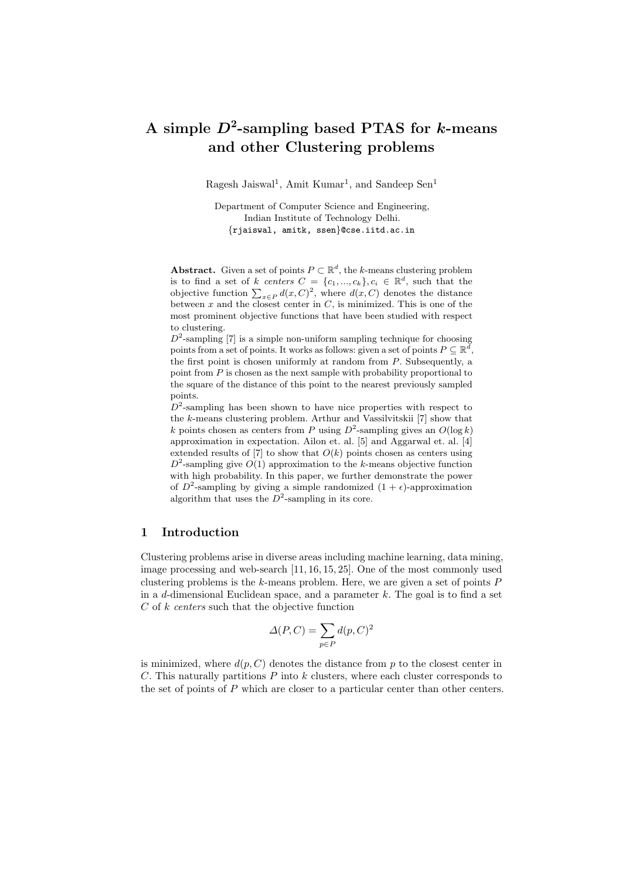# A simple $D^2$-sampling based PTAS for $k$-means and other Clustering problems

Ragesh Jaiswal[1], Amit Kumar[1], and Sandeep Sen[1]

Department of Computer Science and Engineering,
Indian Institute of Technology Delhi.
{rjaiswal, amitk, ssen}@cse.iitd.ac.in

**Abstract.** Given a set of points $P \subset \mathbb{R}^d$, the $k$-means clustering problem is to find a set of $k$ *centers* $C = \{c_1, ..., c_k\}, c_i \in \mathbb{R}^d$, such that the objective function $\sum_{x \in P} d(x, C)^2$, where $d(x, C)$ denotes the distance between $x$ and the closest center in $C$, is minimized. This is one of the most prominent objective functions that have been studied with respect to clustering.

$D^2$-sampling [7] is a simple non-uniform sampling technique for choosing points from a set of points. It works as follows: given a set of points $P \subseteq \mathbb{R}^d$, the first point is chosen uniformly at random from $P$. Subsequently, a point from $P$ is chosen as the next sample with probability proportional to the square of the distance of this point to the nearest previously sampled points.

$D^2$-sampling has been shown to have nice properties with respect to the $k$-means clustering problem. Arthur and Vassilvitskii [7] show that $k$ points chosen as centers from $P$ using $D^2$-sampling gives an $O(\log k)$ approximation in expectation. Ailon et. al. [5] and Aggarwal et. al. [4] extended results of [7] to show that $O(k)$ points chosen as centers using $D^2$-sampling give $O(1)$ approximation to the $k$-means objective function with high probability. In this paper, we further demonstrate the power of $D^2$-sampling by giving a simple randomized $(1 + \epsilon)$-approximation algorithm that uses the $D^2$-sampling in its core.

## 1 Introduction

Clustering problems arise in diverse areas including machine learning, data mining, image processing and web-search [11, 16, 15, 25]. One of the most commonly used clustering problems is the $k$-means problem. Here, we are given a set of points $P$ in a $d$-dimensional Euclidean space, and a parameter $k$. The goal is to find a set $C$ of $k$ *centers* such that the objective function

$$\Delta(P, C) = \sum_{p \in P} d(p, C)^2$$

is minimized, where $d(p, C)$ denotes the distance from $p$ to the closest center in $C$. This naturally partitions $P$ into $k$ clusters, where each cluster corresponds to the set of points of $P$ which are closer to a particular center than other centers.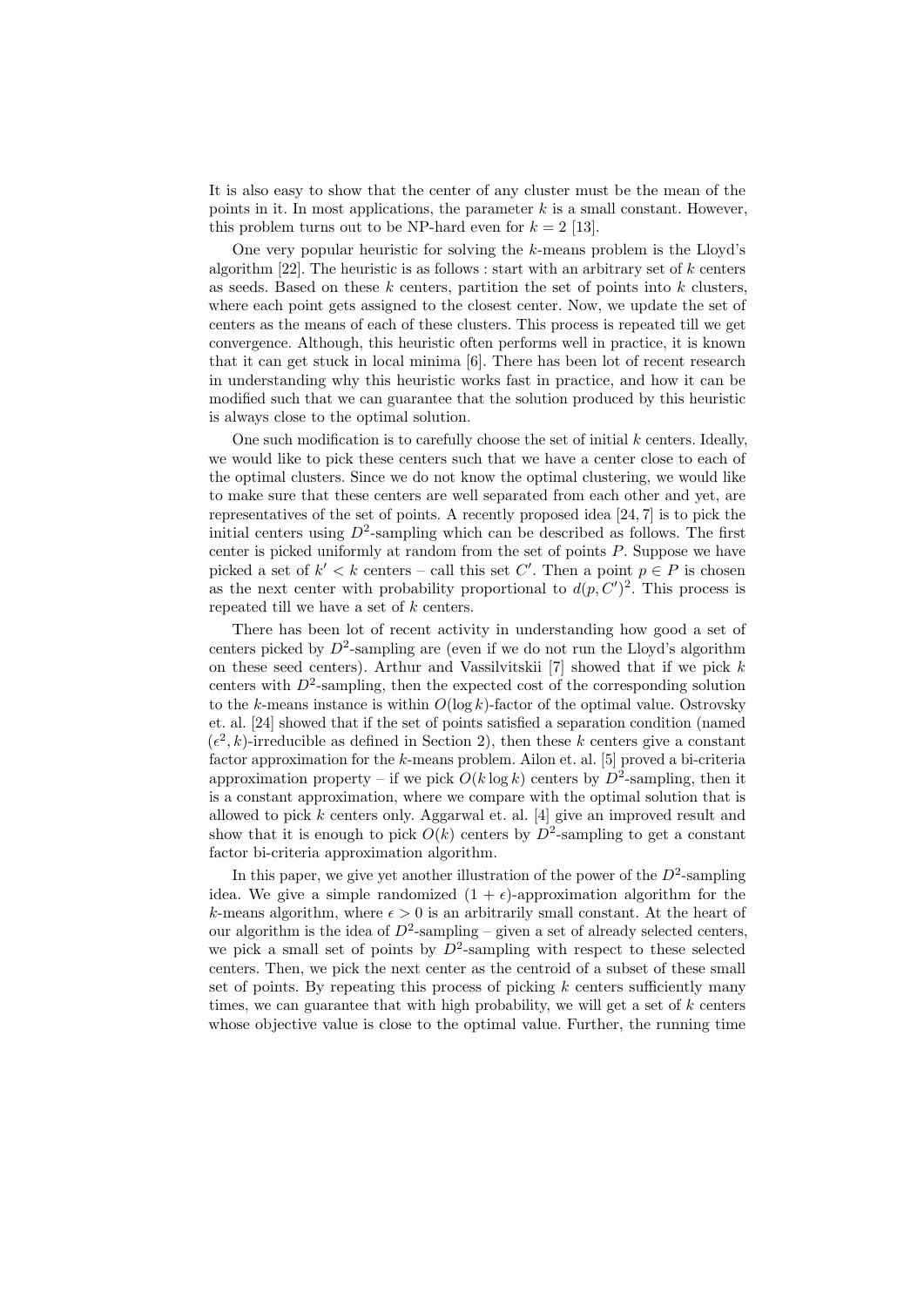It is also easy to show that the center of any cluster must be the mean of the points in it. In most applications, the parameter $k$ is a small constant. However, this problem turns out to be NP-hard even for $k = 2$ [13].

One very popular heuristic for solving the $k$-means problem is the Lloyd's algorithm [22]. The heuristic is as follows : start with an arbitrary set of $k$ centers as seeds. Based on these $k$ centers, partition the set of points into $k$ clusters, where each point gets assigned to the closest center. Now, we update the set of centers as the means of each of these clusters. This process is repeated till we get convergence. Although, this heuristic often performs well in practice, it is known that it can get stuck in local minima [6]. There has been lot of recent research in understanding why this heuristic works fast in practice, and how it can be modified such that we can guarantee that the solution produced by this heuristic is always close to the optimal solution.

One such modification is to carefully choose the set of initial $k$ centers. Ideally, we would like to pick these centers such that we have a center close to each of the optimal clusters. Since we do not know the optimal clustering, we would like to make sure that these centers are well separated from each other and yet, are representatives of the set of points. A recently proposed idea [24, 7] is to pick the initial centers using $D^2$-sampling which can be described as follows. The first center is picked uniformly at random from the set of points $P$. Suppose we have picked a set of $k' < k$ centers – call this set $C'$. Then a point $p \in P$ is chosen as the next center with probability proportional to $d(p, C')^2$. This process is repeated till we have a set of $k$ centers.

There has been lot of recent activity in understanding how good a set of centers picked by $D^2$-sampling are (even if we do not run the Lloyd's algorithm on these seed centers). Arthur and Vassilvitskii [7] showed that if we pick $k$ centers with $D^2$-sampling, then the expected cost of the corresponding solution to the $k$-means instance is within $O(\log k)$-factor of the optimal value. Ostrovsky et. al. [24] showed that if the set of points satisfied a separation condition (named $(\epsilon^2, k)$-irreducible as defined in Section 2), then these $k$ centers give a constant factor approximation for the $k$-means problem. Ailon et. al. [5] proved a bi-criteria approximation property – if we pick $O(k \log k)$ centers by $D^2$-sampling, then it is a constant approximation, where we compare with the optimal solution that is allowed to pick $k$ centers only. Aggarwal et. al. [4] give an improved result and show that it is enough to pick $O(k)$ centers by $D^2$-sampling to get a constant factor bi-criteria approximation algorithm.

In this paper, we give yet another illustration of the power of the $D^2$-sampling idea. We give a simple randomized $(1 + \epsilon)$-approximation algorithm for the $k$-means algorithm, where $\epsilon > 0$ is an arbitrarily small constant. At the heart of our algorithm is the idea of $D^2$-sampling – given a set of already selected centers, we pick a small set of points by $D^2$-sampling with respect to these selected centers. Then, we pick the next center as the centroid of a subset of these small set of points. By repeating this process of picking $k$ centers sufficiently many times, we can guarantee that with high probability, we will get a set of $k$ centers whose objective value is close to the optimal value. Further, the running time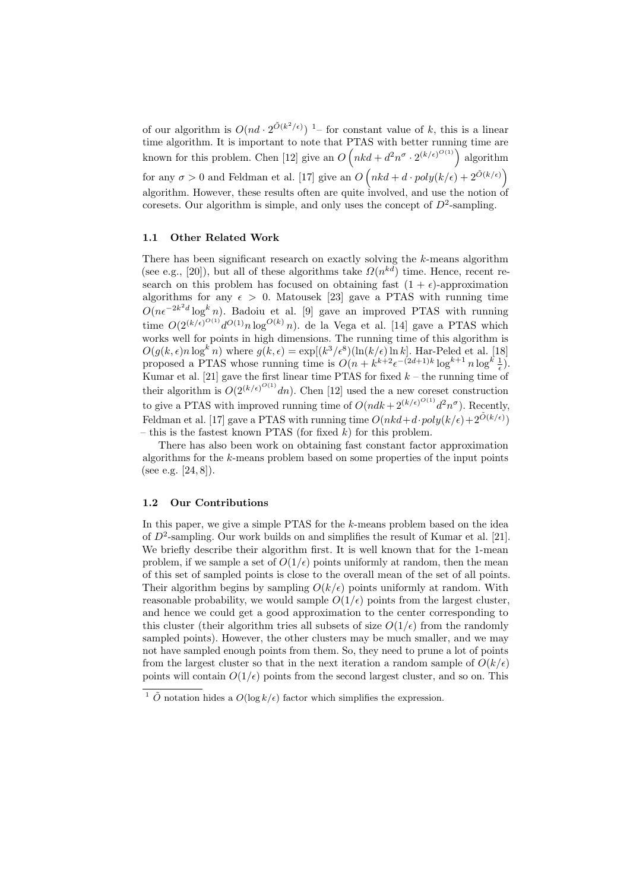of our algorithm is $O(nd \cdot 2^{\tilde{O}(k^2/\epsilon)})$ [1]– for constant value of $k$, this is a linear time algorithm. It is important to note that PTAS with better running time are known for this problem. Chen [12] give an $O\left(nkd + d^2 n^{\sigma} \cdot 2^{(k/\epsilon)^{O(1)}}\right)$ algorithm for any $\sigma > 0$ and Feldman et al. [17] give an $O\left(nkd + d \cdot poly(k/\epsilon) + 2^{\tilde{O}(k/\epsilon)}\right)$ algorithm. However, these results often are quite involved, and use the notion of coresets. Our algorithm is simple, and only uses the concept of $D^2$-sampling.

### 1.1 Other Related Work

There has been significant research on exactly solving the $k$-means algorithm (see e.g., [20]), but all of these algorithms take $\Omega(n^{kd})$ time. Hence, recent research on this problem has focused on obtaining fast $(1+\epsilon)$-approximation algorithms for any $\epsilon > 0$. Matousek [23] gave a PTAS with running time $O(n\epsilon^{-2k^2 d} \log^k n)$. Badoiu et al. [9] gave an improved PTAS with running time $O(2^{(k/\epsilon)^{O(1)}} d^{O(1)} n \log^{O(k)} n)$. de la Vega et al. [14] gave a PTAS which works well for points in high dimensions. The running time of this algorithm is $O(g(k,\epsilon) n \log^k n)$ where $g(k,\epsilon) = \exp[(k^3/\epsilon^8)(\ln(k/\epsilon)\ln k]$. Har-Peled et al. [18] proposed a PTAS whose running time is $O(n + k^{k+2}\epsilon^{-(2d+1)k} \log^{k+1} n \log^k \frac{1}{\epsilon})$. Kumar et al. [21] gave the first linear time PTAS for fixed $k$ – the running time of their algorithm is $O(2^{(k/\epsilon)^{O(1)}} dn)$. Chen [12] used the a new coreset construction to give a PTAS with improved running time of $O(ndk + 2^{(k/\epsilon)^{O(1)}} d^2 n^{\sigma})$. Recently, Feldman et al. [17] gave a PTAS with running time $O(nkd + d \cdot poly(k/\epsilon) + 2^{\tilde{O}(k/\epsilon)})$ – this is the fastest known PTAS (for fixed $k$) for this problem.

There has also been work on obtaining fast constant factor approximation algorithms for the $k$-means problem based on some properties of the input points (see e.g. [24, 8]).

### 1.2 Our Contributions

In this paper, we give a simple PTAS for the $k$-means problem based on the idea of $D^2$-sampling. Our work builds on and simplifies the result of Kumar et al. [21]. We briefly describe their algorithm first. It is well known that for the 1-mean problem, if we sample a set of $O(1/\epsilon)$ points uniformly at random, then the mean of this set of sampled points is close to the overall mean of the set of all points. Their algorithm begins by sampling $O(k/\epsilon)$ points uniformly at random. With reasonable probability, we would sample $O(1/\epsilon)$ points from the largest cluster, and hence we could get a good approximation to the center corresponding to this cluster (their algorithm tries all subsets of size $O(1/\epsilon)$ from the randomly sampled points). However, the other clusters may be much smaller, and we may not have sampled enough points from them. So, they need to prune a lot of points from the largest cluster so that in the next iteration a random sample of $O(k/\epsilon)$ points will contain $O(1/\epsilon)$ points from the second largest cluster, and so on. This

[1] $\tilde{O}$ notation hides a $O(\log k/\epsilon)$ factor which simplifies the expression.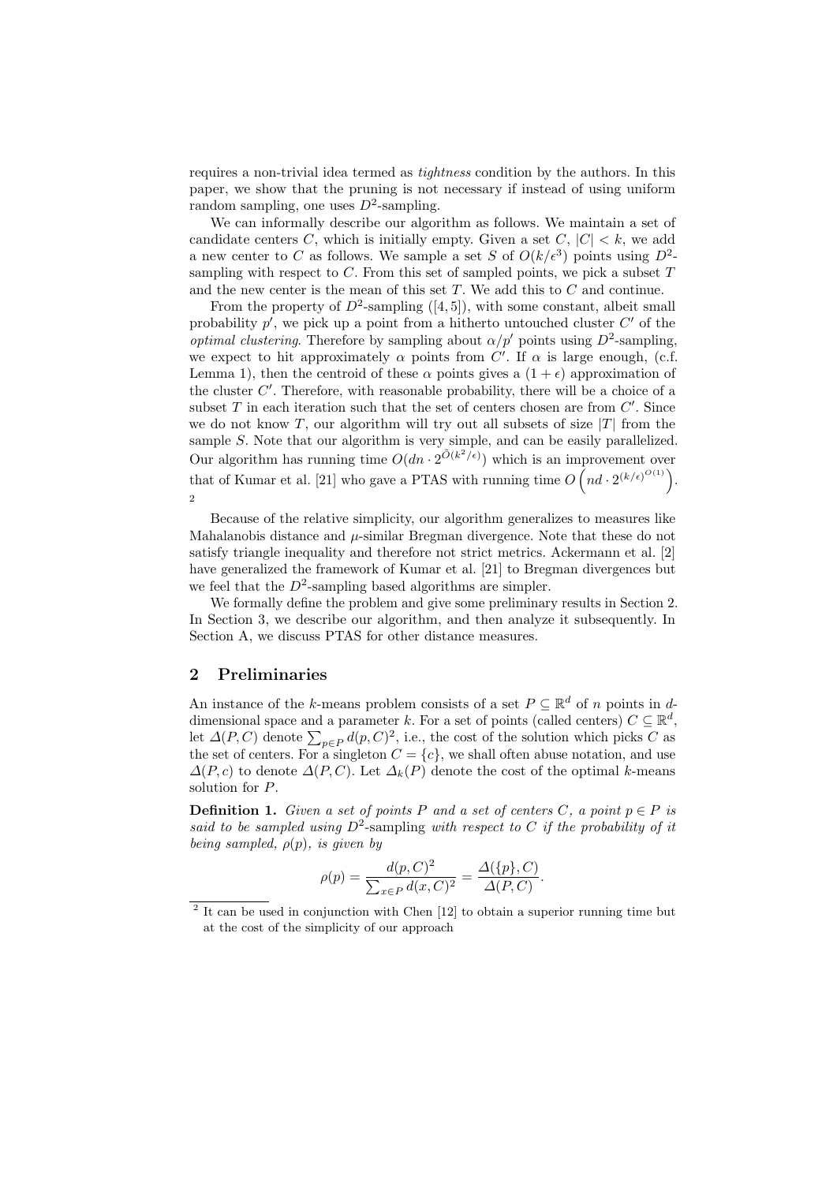requires a non-trivial idea termed as *tightness* condition by the authors. In this paper, we show that the pruning is not necessary if instead of using uniform random sampling, one uses $D^2$-sampling.

We can informally describe our algorithm as follows. We maintain a set of candidate centers $C$, which is initially empty. Given a set $C$, $|C| < k$, we add a new center to $C$ as follows. We sample a set $S$ of $O(k/\epsilon^3)$ points using $D^2$-sampling with respect to $C$. From this set of sampled points, we pick a subset $T$ and the new center is the mean of this set $T$. We add this to $C$ and continue.

From the property of $D^2$-sampling ([4, 5]), with some constant, albeit small probability $p'$, we pick up a point from a hitherto untouched cluster $C'$ of the *optimal clustering*. Therefore by sampling about $\alpha/p'$ points using $D^2$-sampling, we expect to hit approximately $\alpha$ points from $C'$. If $\alpha$ is large enough, (c.f. Lemma 1), then the centroid of these $\alpha$ points gives a $(1 + \epsilon)$ approximation of the cluster $C'$. Therefore, with reasonable probability, there will be a choice of a subset $T$ in each iteration such that the set of centers chosen are from $C'$. Since we do not know $T$, our algorithm will try out all subsets of size $|T|$ from the sample $S$. Note that our algorithm is very simple, and can be easily parallelized. Our algorithm has running time $O(dn \cdot 2^{\tilde{O}(k^2/\epsilon)})$ which is an improvement over that of Kumar et al. [21] who gave a PTAS with running time $O\left(nd \cdot 2^{(k/\epsilon)^{O(1)}}\right)$. [2]

Because of the relative simplicity, our algorithm generalizes to measures like Mahalanobis distance and $\mu$-similar Bregman divergence. Note that these do not satisfy triangle inequality and therefore not strict metrics. Ackermann et al. [2] have generalized the framework of Kumar et al. [21] to Bregman divergences but we feel that the $D^2$-sampling based algorithms are simpler.

We formally define the problem and give some preliminary results in Section 2. In Section 3, we describe our algorithm, and then analyze it subsequently. In Section A, we discuss PTAS for other distance measures.

## 2 Preliminaries

An instance of the $k$-means problem consists of a set $P \subseteq \mathbb{R}^d$ of $n$ points in $d$-dimensional space and a parameter $k$. For a set of points (called centers) $C \subseteq \mathbb{R}^d$, let $\Delta(P, C)$ denote $\sum_{p \in P} d(p, C)^2$, i.e., the cost of the solution which picks $C$ as the set of centers. For a singleton $C = \{c\}$, we shall often abuse notation, and use $\Delta(P, c)$ to denote $\Delta(P, C)$. Let $\Delta_k(P)$ denote the cost of the optimal $k$-means solution for $P$.

**Definition 1.** *Given a set of points $P$ and a set of centers $C$, a point $p \in P$ is said to be sampled using $D^2$-sampling with respect to $C$ if the probability of it being sampled, $\rho(p)$, is given by*

$$\rho(p) = \frac{d(p, C)^2}{\sum_{x \in P} d(x, C)^2} = \frac{\Delta(\{p\}, C)}{\Delta(P, C)}.$$

[2] It can be used in conjunction with Chen [12] to obtain a superior running time but at the cost of the simplicity of our approach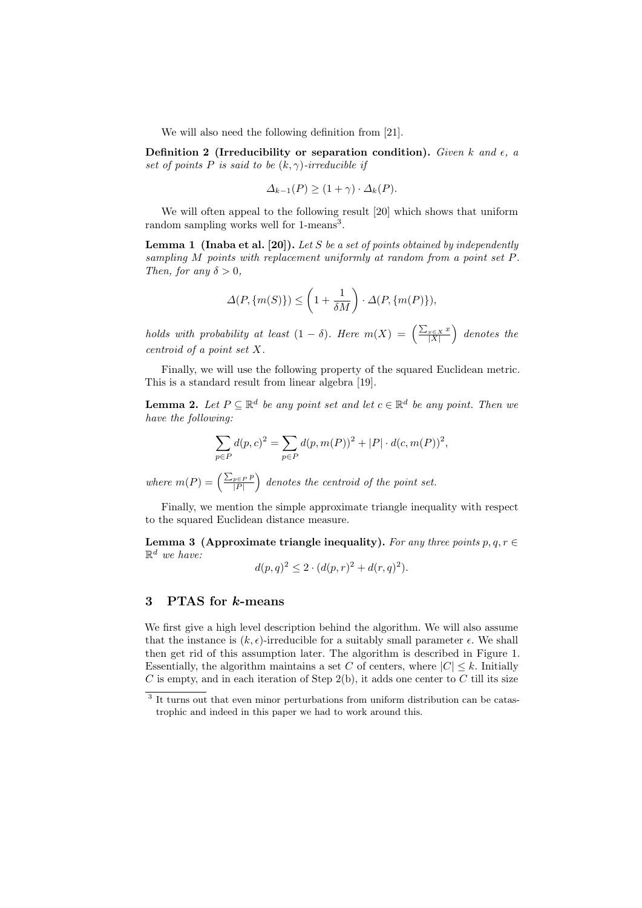We will also need the following definition from [21].

**Definition 2 (Irreducibility or separation condition).** *Given $k$ and $\epsilon$, a set of points $P$ is said to be $(k, \gamma)$-irreducible if*

$$\Delta_{k-1}(P) \geq (1 + \gamma) \cdot \Delta_k(P).$$

We will often appeal to the following result [20] which shows that uniform random sampling works well for 1-means[3].

**Lemma 1 (Inaba et al. [20]).** *Let $S$ be a set of points obtained by independently sampling $M$ points with replacement uniformly at random from a point set $P$. Then, for any $\delta > 0$,*

$$\Delta(P, \{m(S)\}) \leq \left(1 + \frac{1}{\delta M}\right) \cdot \Delta(P, \{m(P)\}),$$

*holds with probability at least $(1 - \delta)$. Here $m(X) = \left(\frac{\sum_{x \in X} x}{|X|}\right)$ denotes the centroid of a point set $X$.*

Finally, we will use the following property of the squared Euclidean metric. This is a standard result from linear algebra [19].

**Lemma 2.** *Let $P \subseteq \mathbb{R}^d$ be any point set and let $c \in \mathbb{R}^d$ be any point. Then we have the following:*

$$\sum_{p \in P} d(p, c)^2 = \sum_{p \in P} d(p, m(P))^2 + |P| \cdot d(c, m(P))^2,$$

*where $m(P) = \left(\frac{\sum_{p \in P} p}{|P|}\right)$ denotes the centroid of the point set.*

Finally, we mention the simple approximate triangle inequality with respect to the squared Euclidean distance measure.

**Lemma 3 (Approximate triangle inequality).** *For any three points $p, q, r \in \mathbb{R}^d$ we have:*

$$d(p, q)^2 \leq 2 \cdot (d(p, r)^2 + d(r, q)^2).$$

## 3 PTAS for $k$-means

We first give a high level description behind the algorithm. We will also assume that the instance is $(k, \epsilon)$-irreducible for a suitably small parameter $\epsilon$. We shall then get rid of this assumption later. The algorithm is described in Figure 1. Essentially, the algorithm maintains a set $C$ of centers, where $|C| \leq k$. Initially $C$ is empty, and in each iteration of Step 2(b), it adds one center to $C$ till its size

[3] It turns out that even minor perturbations from uniform distribution can be catastrophic and indeed in this paper we had to work around this.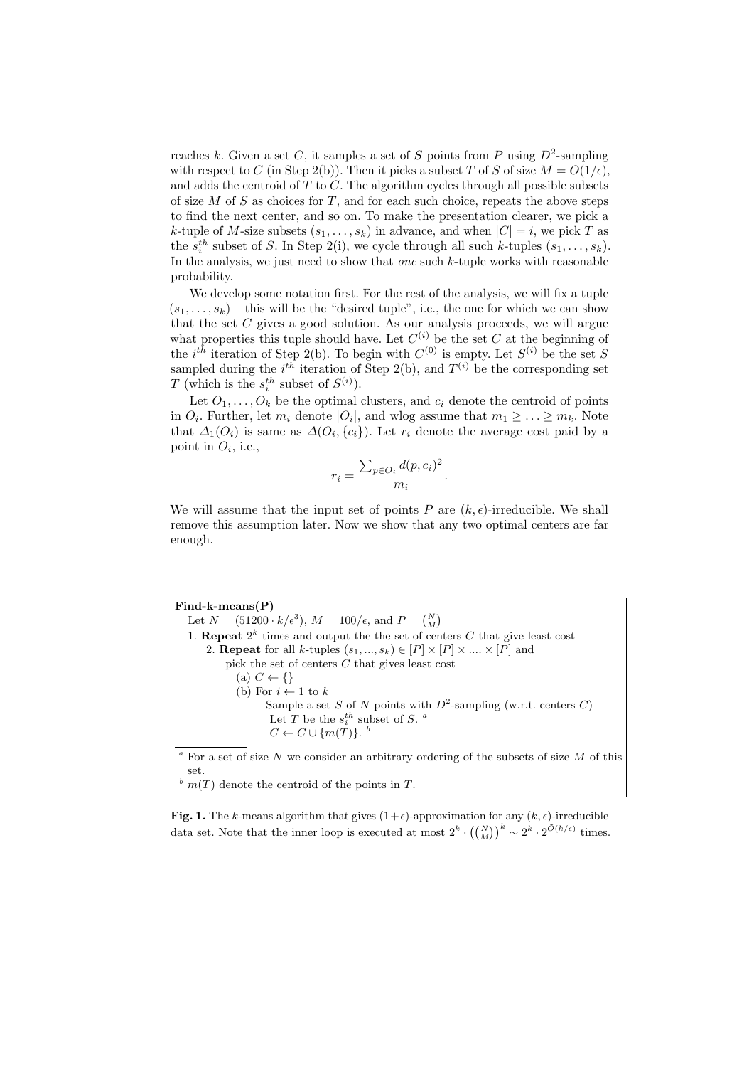reaches $k$. Given a set $C$, it samples a set of $S$ points from $P$ using $D^2$-sampling with respect to $C$ (in Step 2(b)). Then it picks a subset $T$ of $S$ of size $M = O(1/\epsilon)$, and adds the centroid of $T$ to $C$. The algorithm cycles through all possible subsets of size $M$ of $S$ as choices for $T$, and for each such choice, repeats the above steps to find the next center, and so on. To make the presentation clearer, we pick a $k$-tuple of $M$-size subsets $(s_1, \ldots, s_k)$ in advance, and when $|C| = i$, we pick $T$ as the $s_i^{th}$ subset of $S$. In Step 2(i), we cycle through all such $k$-tuples $(s_1, \ldots, s_k)$. In the analysis, we just need to show that *one* such $k$-tuple works with reasonable probability.

We develop some notation first. For the rest of the analysis, we will fix a tuple $(s_1, \ldots, s_k)$ – this will be the "desired tuple", i.e., the one for which we can show that the set $C$ gives a good solution. As our analysis proceeds, we will argue what properties this tuple should have. Let $C^{(i)}$ be the set $C$ at the beginning of the $i^{th}$ iteration of Step 2(b). To begin with $C^{(0)}$ is empty. Let $S^{(i)}$ be the set $S$ sampled during the $i^{th}$ iteration of Step 2(b), and $T^{(i)}$ be the corresponding set $T$ (which is the $s_i^{th}$ subset of $S^{(i)}$).

Let $O_1, \ldots, O_k$ be the optimal clusters, and $c_i$ denote the centroid of points in $O_i$. Further, let $m_i$ denote $|O_i|$, and wlog assume that $m_1 \geq \ldots \geq m_k$. Note that $\Delta_1(O_i)$ is same as $\Delta(O_i, \{c_i\})$. Let $r_i$ denote the average cost paid by a point in $O_i$, i.e.,

$$r_i = \frac{\sum_{p \in O_i} d(p, c_i)^2}{m_i}.$$

We will assume that the input set of points $P$ are $(k, \epsilon)$-irreducible. We shall remove this assumption later. Now we show that any two optimal centers are far enough.

**Find-k-means(P)**

Let $N = (51200 \cdot k/\epsilon^3)$, $M = 100/\epsilon$, and $P = \binom{N}{M}$

1. **Repeat** $2^k$ times and output the the set of centers $C$ that give least cost
    2. **Repeat** for all $k$-tuples $(s_1, ..., s_k) \in [P] \times [P] \times .... \times [P]$ and pick the set of centers $C$ that gives least cost
        (a) $C \leftarrow \{\}$
        (b) For $i \leftarrow 1$ to $k$
            Sample a set $S$ of $N$ points with $D^2$-sampling (w.r.t. centers $C$)
            Let $T$ be the $s_i^{th}$ subset of $S$. [a]
            $C \leftarrow C \cup \{m(T)\}$. [b]

[a] For a set of size $N$ we consider an arbitrary ordering of the subsets of size $M$ of this set.

[b] $m(T)$ denote the centroid of the points in $T$.

**Fig. 1.** The $k$-means algorithm that gives $(1+\epsilon)$-approximation for any $(k, \epsilon)$-irreducible data set. Note that the inner loop is executed at most $2^k \cdot \left(\binom{N}{M}\right)^k \sim 2^k \cdot 2^{\tilde{O}(k/\epsilon)}$ times.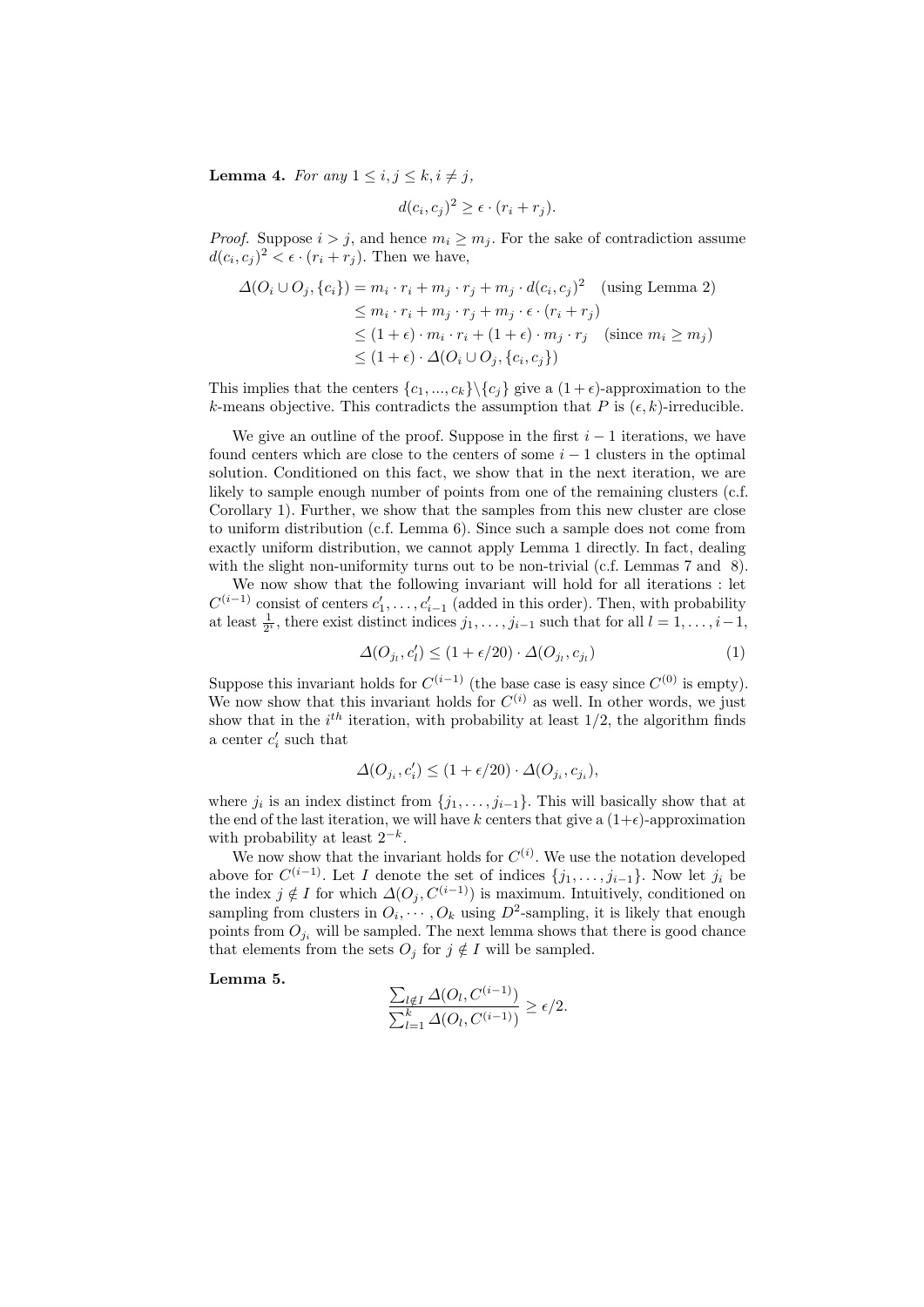**Lemma 4.** *For any $1 \leq i, j \leq k, i \neq j$,*

$$d(c_i, c_j)^2 \geq \epsilon \cdot (r_i + r_j).$$

*Proof.* Suppose $i > j$, and hence $m_i \geq m_j$. For the sake of contradiction assume $d(c_i, c_j)^2 < \epsilon \cdot (r_i + r_j)$. Then we have,

$$\begin{aligned}
\Delta(O_i \cup O_j, \{c_i\}) &= m_i \cdot r_i + m_j \cdot r_j + m_j \cdot d(c_i, c_j)^2 \quad \text{(using Lemma 2)} \\
&\leq m_i \cdot r_i + m_j \cdot r_j + m_j \cdot \epsilon \cdot (r_i + r_j) \\
&\leq (1+\epsilon) \cdot m_i \cdot r_i + (1+\epsilon) \cdot m_j \cdot r_j \quad \text{(since } m_i \geq m_j\text{)} \\
&\leq (1+\epsilon) \cdot \Delta(O_i \cup O_j, \{c_i, c_j\})
\end{aligned}$$

This implies that the centers $\{c_1, ..., c_k\} \backslash \{c_j\}$ give a $(1+\epsilon)$-approximation to the $k$-means objective. This contradicts the assumption that $P$ is $(\epsilon, k)$-irreducible.

We give an outline of the proof. Suppose in the first $i-1$ iterations, we have found centers which are close to the centers of some $i-1$ clusters in the optimal solution. Conditioned on this fact, we show that in the next iteration, we are likely to sample enough number of points from one of the remaining clusters (c.f. Corollary 1). Further, we show that the samples from this new cluster are close to uniform distribution (c.f. Lemma 6). Since such a sample does not come from exactly uniform distribution, we cannot apply Lemma 1 directly. In fact, dealing with the slight non-uniformity turns out to be non-trivial (c.f. Lemmas 7 and 8).

We now show that the following invariant will hold for all iterations : let $C^{(i-1)}$ consist of centers $c'_1, \ldots, c'_{i-1}$ (added in this order). Then, with probability at least $\frac{1}{2^i}$, there exist distinct indices $j_1, \ldots, j_{i-1}$ such that for all $l = 1, \ldots, i-1$,

$$\Delta(O_{j_l}, c'_l) \leq (1 + \epsilon/20) \cdot \Delta(O_{j_l}, c_{j_l}) \tag{1}$$

Suppose this invariant holds for $C^{(i-1)}$ (the base case is easy since $C^{(0)}$ is empty). We now show that this invariant holds for $C^{(i)}$ as well. In other words, we just show that in the $i^{th}$ iteration, with probability at least $1/2$, the algorithm finds a center $c'_i$ such that

$$\Delta(O_{j_i}, c'_i) \leq (1 + \epsilon/20) \cdot \Delta(O_{j_i}, c_{j_i}),$$

where $j_i$ is an index distinct from $\{j_1, \ldots, j_{i-1}\}$. This will basically show that at the end of the last iteration, we will have $k$ centers that give a $(1+\epsilon)$-approximation with probability at least $2^{-k}$.

We now show that the invariant holds for $C^{(i)}$. We use the notation developed above for $C^{(i-1)}$. Let $I$ denote the set of indices $\{j_1, \ldots, j_{i-1}\}$. Now let $j_i$ be the index $j \notin I$ for which $\Delta(O_j, C^{(i-1)})$ is maximum. Intuitively, conditioned on sampling from clusters in $O_i, \cdots, O_k$ using $D^2$-sampling, it is likely that enough points from $O_{j_i}$ will be sampled. The next lemma shows that there is good chance that elements from the sets $O_j$ for $j \notin I$ will be sampled.

**Lemma 5.**

$$\frac{\sum_{l \notin I} \Delta(O_l, C^{(i-1)})}{\sum_{l=1}^{k} \Delta(O_l, C^{(i-1)})} \geq \epsilon/2.$$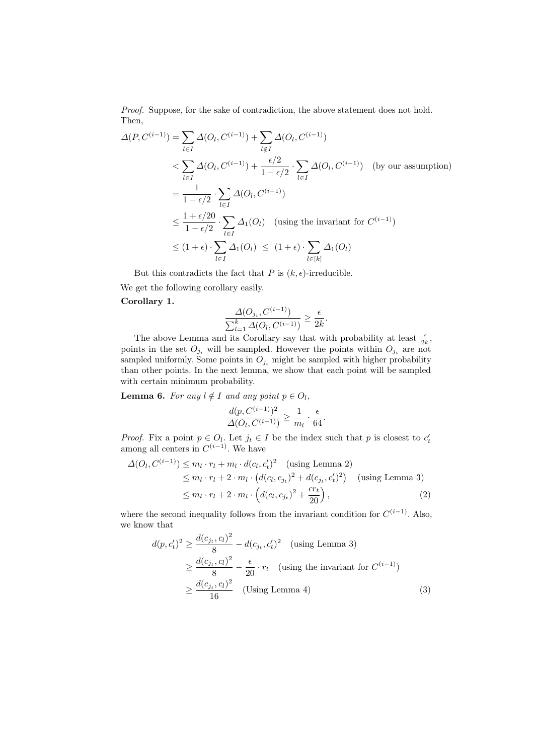*Proof.* Suppose, for the sake of contradiction, the above statement does not hold. Then,

$$
\begin{aligned}
\Delta(P, C^{(i-1)}) &= \sum_{l \in I} \Delta(O_l, C^{(i-1)}) + \sum_{l \notin I} \Delta(O_l, C^{(i-1)}) \\
&< \sum_{l \in I} \Delta(O_l, C^{(i-1)}) + \frac{\epsilon/2}{1-\epsilon/2} \cdot \sum_{l \in I} \Delta(O_l, C^{(i-1)}) \quad \text{(by our assumption)} \\
&= \frac{1}{1-\epsilon/2} \cdot \sum_{l \in I} \Delta(O_l, C^{(i-1)}) \\
&\leq \frac{1+\epsilon/20}{1-\epsilon/2} \cdot \sum_{l \in I} \Delta_1(O_l) \quad \text{(using the invariant for } C^{(i-1)}\text{)} \\
&\leq (1+\epsilon) \cdot \sum_{l \in I} \Delta_1(O_l) \; \leq \; (1+\epsilon) \cdot \sum_{l \in [k]} \Delta_1(O_l)
\end{aligned}
$$

But this contradicts the fact that $P$ is $(k, \epsilon)$-irreducible.

We get the following corollary easily.

**Corollary 1.**

$$
\frac{\Delta(O_{j_i}, C^{(i-1)})}{\sum_{l=1}^{k} \Delta(O_l, C^{(i-1)})} \geq \frac{\epsilon}{2k}.
$$

The above Lemma and its Corollary say that with probability at least $\frac{\epsilon}{2k}$, points in the set $O_{j_i}$ will be sampled. However the points within $O_{j_i}$ are not sampled uniformly. Some points in $O_{j_i}$ might be sampled with higher probability than other points. In the next lemma, we show that each point will be sampled with certain minimum probability.

**Lemma 6.** *For any $l \notin I$ and any point $p \in O_l$,*

$$
\frac{d(p, C^{(i-1)})^2}{\Delta(O_l, C^{(i-1)})} \geq \frac{1}{m_l} \cdot \frac{\epsilon}{64}.
$$

*Proof.* Fix a point $p \in O_l$. Let $j_t \in I$ be the index such that $p$ is closest to $c'_t$ among all centers in $C^{(i-1)}$. We have

$$
\begin{aligned}
\Delta(O_l, C^{(i-1)}) &\leq m_l \cdot r_l + m_l \cdot d(c_l, c'_t)^2 \quad \text{(using Lemma 2)} \\
&\leq m_l \cdot r_l + 2 \cdot m_l \cdot \left( d(c_l, c_{j_t})^2 + d(c_{j_t}, c'_t)^2 \right) \quad \text{(using Lemma 3)} \\
&\leq m_l \cdot r_l + 2 \cdot m_l \cdot \left( d(c_l, c_{j_t})^2 + \frac{\epsilon r_t}{20} \right), \qquad (2)
\end{aligned}
$$

where the second inequality follows from the invariant condition for $C^{(i-1)}$. Also, we know that

$$
\begin{aligned}
d(p, c'_t)^2 &\geq \frac{d(c_{j_t}, c_l)^2}{8} - d(c_{j_t}, c'_t)^2 \quad \text{(using Lemma 3)} \\
&\geq \frac{d(c_{j_t}, c_l)^2}{8} - \frac{\epsilon}{20} \cdot r_t \quad \text{(using the invariant for } C^{(i-1)}\text{)} \\
&\geq \frac{d(c_{j_t}, c_l)^2}{16} \quad \text{(Using Lemma 4)} \qquad (3)
\end{aligned}
$$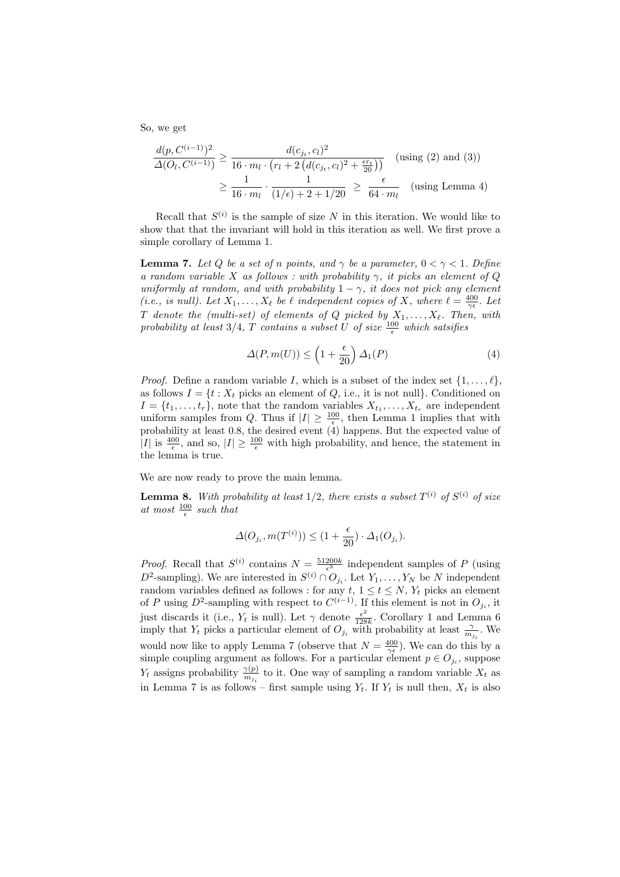So, we get

$$\frac{d(p, C^{(i-1)})^2}{\Delta(O_l, C^{(i-1)})} \geq \frac{d(c_{j_t}, c_l)^2}{16 \cdot m_l \cdot \left(r_l + 2\left(d(c_{j_t}, c_l)^2 + \frac{\epsilon r_t}{20}\right)\right)} \quad \text{(using (2) and (3))}$$

$$\geq \frac{1}{16 \cdot m_l} \cdot \frac{1}{(1/\epsilon) + 2 + 1/20} \geq \frac{\epsilon}{64 \cdot m_l} \quad \text{(using Lemma 4)}$$

Recall that $S^{(i)}$ is the sample of size $N$ in this iteration. We would like to show that that the invariant will hold in this iteration as well. We first prove a simple corollary of Lemma 1.

**Lemma 7.** *Let $Q$ be a set of $n$ points, and $\gamma$ be a parameter, $0 < \gamma < 1$. Define a random variable $X$ as follows : with probability $\gamma$, it picks an element of $Q$ uniformly at random, and with probability $1 - \gamma$, it does not pick any element (i.e., is null). Let $X_1, \ldots, X_\ell$ be $\ell$ independent copies of $X$, where $\ell = \frac{400}{\gamma\epsilon}$. Let $T$ denote the (multi-set) of elements of $Q$ picked by $X_1, \ldots, X_\ell$. Then, with probability at least 3/4, $T$ contains a subset $U$ of size $\frac{100}{\epsilon}$ which satsifies*

$$\Delta(P, m(U)) \leq \left(1 + \frac{\epsilon}{20}\right) \Delta_1(P) \tag{4}$$

*Proof.* Define a random variable $I$, which is a subset of the index set $\{1, \ldots, \ell\}$, as follows $I = \{t : X_t \text{ picks an element of } Q\text{, i.e., it is not null}\}$. Conditioned on $I = \{t_1, \ldots, t_r\}$, note that the random variables $X_{t_1}, \ldots, X_{t_r}$ are independent uniform samples from $Q$. Thus if $|I| \geq \frac{100}{\epsilon}$, then Lemma 1 implies that with probability at least 0.8, the desired event (4) happens. But the expected value of $|I|$ is $\frac{400}{\epsilon}$, and so, $|I| \geq \frac{100}{\epsilon}$ with high probability, and hence, the statement in the lemma is true.

We are now ready to prove the main lemma.

**Lemma 8.** *With probability at least 1/2, there exists a subset $T^{(i)}$ of $S^{(i)}$ of size at most $\frac{100}{\epsilon}$ such that*

$$\Delta(O_{j_i}, m(T^{(i)})) \leq (1 + \frac{\epsilon}{20}) \cdot \Delta_1(O_{j_i}).$$

*Proof.* Recall that $S^{(i)}$ contains $N = \frac{51200k}{\epsilon^3}$ independent samples of $P$ (using $D^2$-sampling). We are interested in $S^{(i)} \cap O_{j_i}$. Let $Y_1, \ldots, Y_N$ be $N$ independent random variables defined as follows : for any $t$, $1 \leq t \leq N$, $Y_t$ picks an element of $P$ using $D^2$-sampling with respect to $C^{(i-1)}$. If this element is not in $O_{j_i}$, it just discards it (i.e., $Y_t$ is null). Let $\gamma$ denote $\frac{\epsilon^2}{128k}$. Corollary 1 and Lemma 6 imply that $Y_t$ picks a particular element of $O_{j_i}$ with probability at least $\frac{\gamma}{m_{j_i}}$. We would now like to apply Lemma 7 (observe that $N = \frac{400}{\gamma\epsilon}$). We can do this by a simple coupling argument as follows. For a particular element $p \in O_{j_i}$, suppose $Y_t$ assigns probability $\frac{\gamma(p)}{m_{j_i}}$ to it. One way of sampling a random variable $X_t$ as in Lemma 7 is as follows – first sample using $Y_t$. If $Y_t$ is null then, $X_t$ is also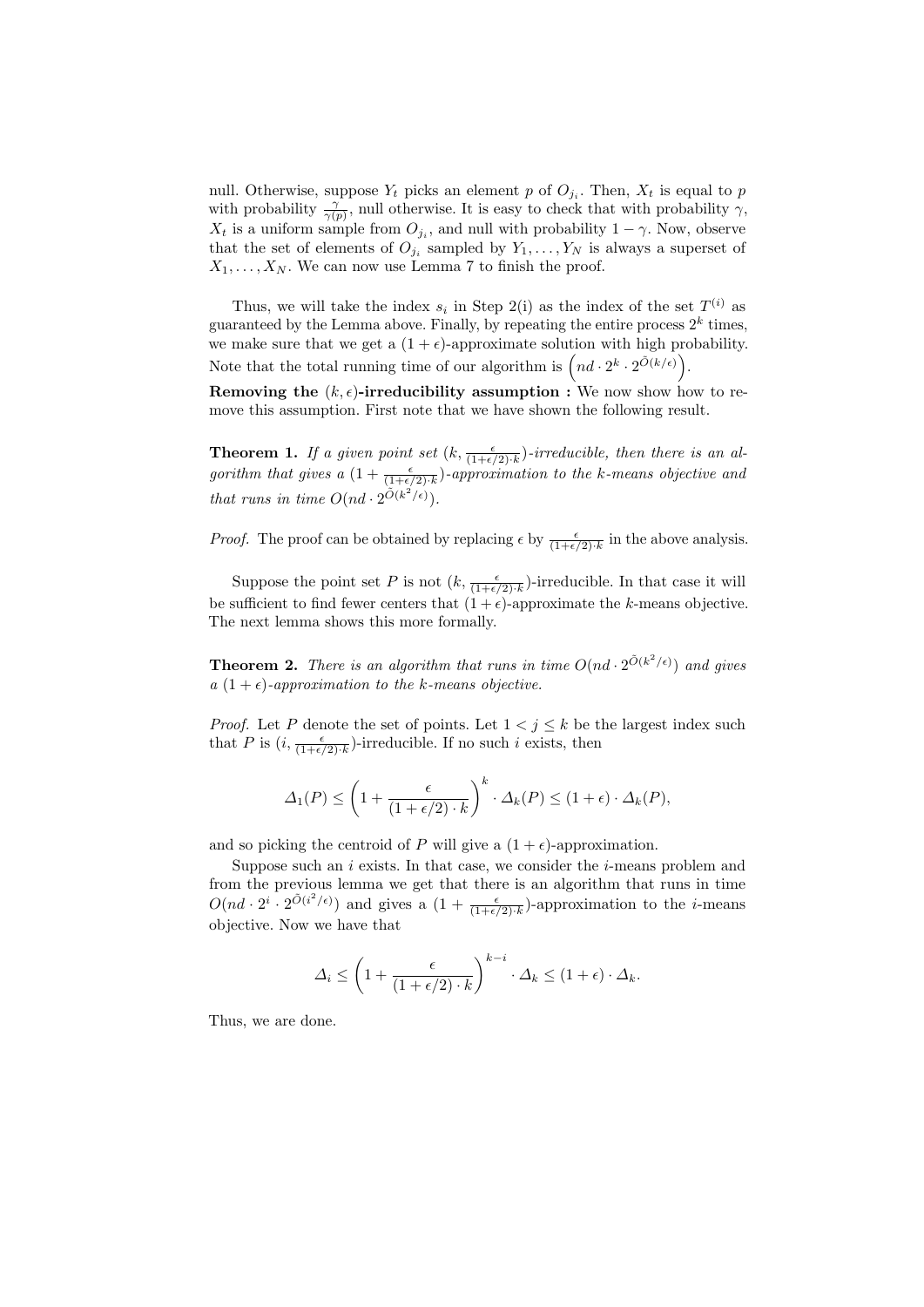null. Otherwise, suppose $Y_t$ picks an element $p$ of $O_{j_i}$. Then, $X_t$ is equal to $p$ with probability $\frac{\gamma}{\gamma(p)}$, null otherwise. It is easy to check that with probability $\gamma$, $X_t$ is a uniform sample from $O_{j_i}$, and null with probability $1-\gamma$. Now, observe that the set of elements of $O_{j_i}$ sampled by $Y_1, \ldots, Y_N$ is always a superset of $X_1, \ldots, X_N$. We can now use Lemma 7 to finish the proof.

Thus, we will take the index $s_i$ in Step 2(i) as the index of the set $T^{(i)}$ as guaranteed by the Lemma above. Finally, by repeating the entire process $2^k$ times, we make sure that we get a $(1+\epsilon)$-approximate solution with high probability. Note that the total running time of our algorithm is $\left(nd \cdot 2^k \cdot 2^{\tilde{O}(k/\epsilon)}\right)$.

**Removing the $(k, \epsilon)$-irreducibility assumption :** We now show how to remove this assumption. First note that we have shown the following result.

**Theorem 1.** *If a given point set $(k, \frac{\epsilon}{(1+\epsilon/2)\cdot k})$-irreducible, then there is an algorithm that gives a $(1+\frac{\epsilon}{(1+\epsilon/2)\cdot k})$-approximation to the k-means objective and that runs in time $O(nd \cdot 2^{\tilde{O}(k^2/\epsilon)})$.*

*Proof.* The proof can be obtained by replacing $\epsilon$ by $\frac{\epsilon}{(1+\epsilon/2)\cdot k}$ in the above analysis.

Suppose the point set $P$ is not $(k, \frac{\epsilon}{(1+\epsilon/2)\cdot k})$-irreducible. In that case it will be sufficient to find fewer centers that $(1+\epsilon)$-approximate the $k$-means objective. The next lemma shows this more formally.

**Theorem 2.** *There is an algorithm that runs in time $O(nd \cdot 2^{\tilde{O}(k^2/\epsilon)})$ and gives a $(1+\epsilon)$-approximation to the k-means objective.*

*Proof.* Let $P$ denote the set of points. Let $1 < j \leq k$ be the largest index such that $P$ is $(i, \frac{\epsilon}{(1+\epsilon/2)\cdot k})$-irreducible. If no such $i$ exists, then

$$\Delta_1(P) \leq \left(1 + \frac{\epsilon}{(1+\epsilon/2)\cdot k}\right)^k \cdot \Delta_k(P) \leq (1+\epsilon)\cdot \Delta_k(P),$$

and so picking the centroid of $P$ will give a $(1+\epsilon)$-approximation.

Suppose such an $i$ exists. In that case, we consider the $i$-means problem and from the previous lemma we get that there is an algorithm that runs in time $O(nd \cdot 2^i \cdot 2^{\tilde{O}(i^2/\epsilon)})$ and gives a $(1+\frac{\epsilon}{(1+\epsilon/2)\cdot k})$-approximation to the $i$-means objective. Now we have that

$$\Delta_i \leq \left(1 + \frac{\epsilon}{(1+\epsilon/2)\cdot k}\right)^{k-i} \cdot \Delta_k \leq (1+\epsilon)\cdot \Delta_k.$$

Thus, we are done.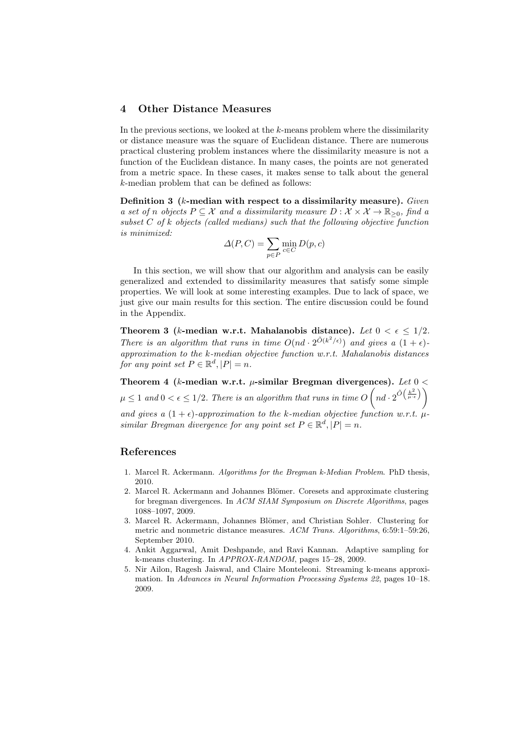## 4 Other Distance Measures

In the previous sections, we looked at the $k$-means problem where the dissimilarity or distance measure was the square of Euclidean distance. There are numerous practical clustering problem instances where the dissimilarity measure is not a function of the Euclidean distance. In many cases, the points are not generated from a metric space. In these cases, it makes sense to talk about the general $k$-median problem that can be defined as follows:

**Definition 3 ($k$-median with respect to a dissimilarity measure).** *Given a set of $n$ objects $P \subseteq \mathcal{X}$ and a dissimilarity measure $D : \mathcal{X} \times \mathcal{X} \to \mathbb{R}_{\geq 0}$, find a subset $C$ of $k$ objects (called medians) such that the following objective function is minimized:*

$$\Delta(P, C) = \sum_{p \in P} \min_{c \in C} D(p, c)$$

In this section, we will show that our algorithm and analysis can be easily generalized and extended to dissimilarity measures that satisfy some simple properties. We will look at some interesting examples. Due to lack of space, we just give our main results for this section. The entire discussion could be found in the Appendix.

**Theorem 3 ($k$-median w.r.t. Mahalanobis distance).** *Let $0 < \epsilon \leq 1/2$. There is an algorithm that runs in time $O(nd \cdot 2^{\tilde{O}(k^2/\epsilon)})$ and gives a $(1 + \epsilon)$-approximation to the $k$-median objective function w.r.t. Mahalanobis distances for any point set $P \in \mathbb{R}^d, |P| = n$.*

**Theorem 4 ($k$-median w.r.t. $\mu$-similar Bregman divergences).** *Let $0 < \mu \leq 1$ and $0 < \epsilon \leq 1/2$. There is an algorithm that runs in time $O\left(nd \cdot 2^{\tilde{O}\left(\frac{k^2}{\mu \cdot \epsilon}\right)}\right)$ and gives a $(1 + \epsilon)$-approximation to the $k$-median objective function w.r.t. $\mu$-similar Bregman divergence for any point set $P \in \mathbb{R}^d, |P| = n$.*

## References

1. Marcel R. Ackermann. *Algorithms for the Bregman k-Median Problem*. PhD thesis, 2010.
2. Marcel R. Ackermann and Johannes Blömer. Coresets and approximate clustering for bregman divergences. In *ACM SIAM Symposium on Discrete Algorithms*, pages 1088–1097, 2009.
3. Marcel R. Ackermann, Johannes Blömer, and Christian Sohler. Clustering for metric and nonmetric distance measures. *ACM Trans. Algorithms*, 6:59:1–59:26, September 2010.
4. Ankit Aggarwal, Amit Deshpande, and Ravi Kannan. Adaptive sampling for k-means clustering. In *APPROX-RANDOM*, pages 15–28, 2009.
5. Nir Ailon, Ragesh Jaiswal, and Claire Monteleoni. Streaming k-means approximation. In *Advances in Neural Information Processing Systems 22*, pages 10–18. 2009.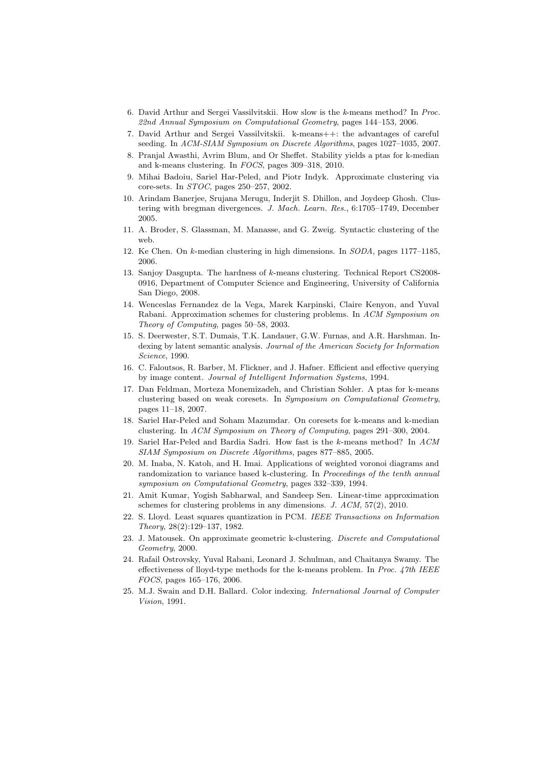6. David Arthur and Sergei Vassilvitskii. How slow is the $k$-means method? In *Proc. 22nd Annual Symposium on Computational Geometry*, pages 144–153, 2006.
7. David Arthur and Sergei Vassilvitskii. k-means++: the advantages of careful seeding. In *ACM-SIAM Symposium on Discrete Algorithms*, pages 1027–1035, 2007.
8. Pranjal Awasthi, Avrim Blum, and Or Sheffet. Stability yields a ptas for k-median and k-means clustering. In *FOCS*, pages 309–318, 2010.
9. Mihai Badoiu, Sariel Har-Peled, and Piotr Indyk. Approximate clustering via core-sets. In *STOC*, pages 250–257, 2002.
10. Arindam Banerjee, Srujana Merugu, Inderjit S. Dhillon, and Joydeep Ghosh. Clustering with bregman divergences. *J. Mach. Learn. Res.*, 6:1705–1749, December 2005.
11. A. Broder, S. Glassman, M. Manasse, and G. Zweig. Syntactic clustering of the web.
12. Ke Chen. On $k$-median clustering in high dimensions. In *SODA*, pages 1177–1185, 2006.
13. Sanjoy Dasgupta. The hardness of $k$-means clustering. Technical Report CS2008-0916, Department of Computer Science and Engineering, University of California San Diego, 2008.
14. Wenceslas Fernandez de la Vega, Marek Karpinski, Claire Kenyon, and Yuval Rabani. Approximation schemes for clustering problems. In *ACM Symposium on Theory of Computing*, pages 50–58, 2003.
15. S. Deerwester, S.T. Dumais, T.K. Landauer, G.W. Furnas, and A.R. Harshman. Indexing by latent semantic analysis. *Journal of the American Society for Information Science*, 1990.
16. C. Faloutsos, R. Barber, M. Flickner, and J. Hafner. Efficient and effective querying by image content. *Journal of Intelligent Information Systems*, 1994.
17. Dan Feldman, Morteza Monemizadeh, and Christian Sohler. A ptas for k-means clustering based on weak coresets. In *Symposium on Computational Geometry*, pages 11–18, 2007.
18. Sariel Har-Peled and Soham Mazumdar. On coresets for k-means and k-median clustering. In *ACM Symposium on Theory of Computing*, pages 291–300, 2004.
19. Sariel Har-Peled and Bardia Sadri. How fast is the $k$-means method? In *ACM SIAM Symposium on Discrete Algorithms*, pages 877–885, 2005.
20. M. Inaba, N. Katoh, and H. Imai. Applications of weighted voronoi diagrams and randomization to variance based k-clustering. In *Proceedings of the tenth annual symposium on Computational Geometry*, pages 332–339, 1994.
21. Amit Kumar, Yogish Sabharwal, and Sandeep Sen. Linear-time approximation schemes for clustering problems in any dimensions. *J. ACM*, 57(2), 2010.
22. S. Lloyd. Least squares quantization in PCM. *IEEE Transactions on Information Theory*, 28(2):129–137, 1982.
23. J. Matousek. On approximate geometric k-clustering. *Discrete and Computational Geometry*, 2000.
24. Rafail Ostrovsky, Yuval Rabani, Leonard J. Schulman, and Chaitanya Swamy. The effectiveness of lloyd-type methods for the k-means problem. In *Proc. 47th IEEE FOCS*, pages 165–176, 2006.
25. M.J. Swain and D.H. Ballard. Color indexing. *International Journal of Computer Vision*, 1991.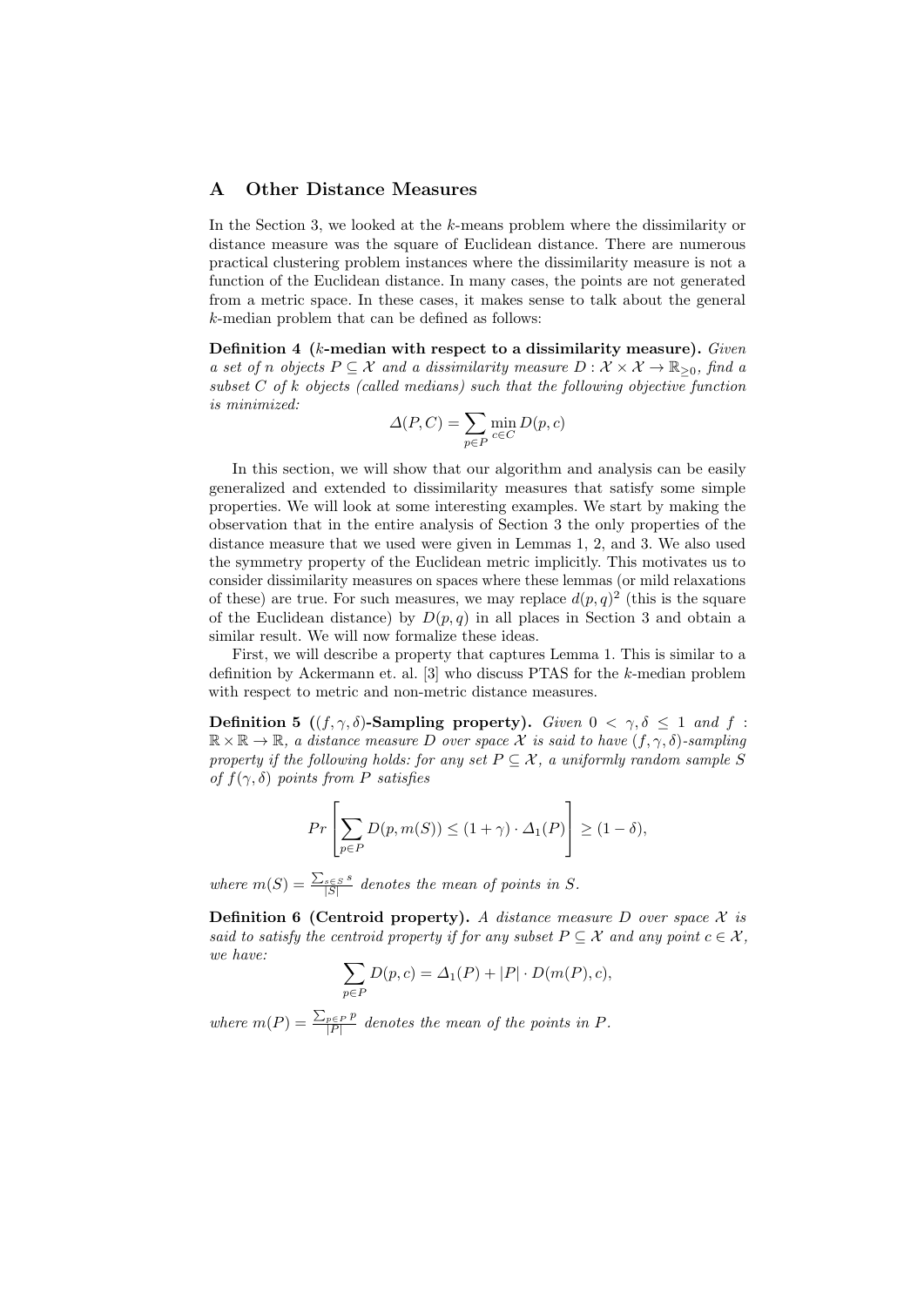## A Other Distance Measures

In the Section 3, we looked at the $k$-means problem where the dissimilarity or distance measure was the square of Euclidean distance. There are numerous practical clustering problem instances where the dissimilarity measure is not a function of the Euclidean distance. In many cases, the points are not generated from a metric space. In these cases, it makes sense to talk about the general $k$-median problem that can be defined as follows:

**Definition 4 ($k$-median with respect to a dissimilarity measure).** *Given a set of $n$ objects $P \subseteq \mathcal{X}$ and a dissimilarity measure $D : \mathcal{X} \times \mathcal{X} \to \mathbb{R}_{\geq 0}$, find a subset $C$ of $k$ objects (called medians) such that the following objective function is minimized:*

$$\Delta(P, C) = \sum_{p \in P} \min_{c \in C} D(p, c)$$

In this section, we will show that our algorithm and analysis can be easily generalized and extended to dissimilarity measures that satisfy some simple properties. We will look at some interesting examples. We start by making the observation that in the entire analysis of Section 3 the only properties of the distance measure that we used were given in Lemmas 1, 2, and 3. We also used the symmetry property of the Euclidean metric implicitly. This motivates us to consider dissimilarity measures on spaces where these lemmas (or mild relaxations of these) are true. For such measures, we may replace $d(p, q)^2$ (this is the square of the Euclidean distance) by $D(p, q)$ in all places in Section 3 and obtain a similar result. We will now formalize these ideas.

First, we will describe a property that captures Lemma 1. This is similar to a definition by Ackermann et. al. [3] who discuss PTAS for the $k$-median problem with respect to metric and non-metric distance measures.

**Definition 5 ($(f, \gamma, \delta)$-Sampling property).** *Given $0 < \gamma, \delta \leq 1$ and $f : \mathbb{R} \times \mathbb{R} \to \mathbb{R}$, a distance measure $D$ over space $\mathcal{X}$ is said to have $(f, \gamma, \delta)$-sampling property if the following holds: for any set $P \subseteq \mathcal{X}$, a uniformly random sample $S$ of $f(\gamma, \delta)$ points from $P$ satisfies*

$$Pr\left[\sum_{p \in P} D(p, m(S)) \leq (1 + \gamma) \cdot \Delta_1(P)\right] \geq (1 - \delta),$$

*where $m(S) = \frac{\sum_{s \in S} s}{|S|}$ denotes the mean of points in $S$.*

**Definition 6 (Centroid property).** *A distance measure $D$ over space $\mathcal{X}$ is said to satisfy the centroid property if for any subset $P \subseteq \mathcal{X}$ and any point $c \in \mathcal{X}$, we have:*

$$\sum_{p \in P} D(p, c) = \Delta_1(P) + |P| \cdot D(m(P), c),$$

*where $m(P) = \frac{\sum_{p \in P} p}{|P|}$ denotes the mean of the points in $P$.*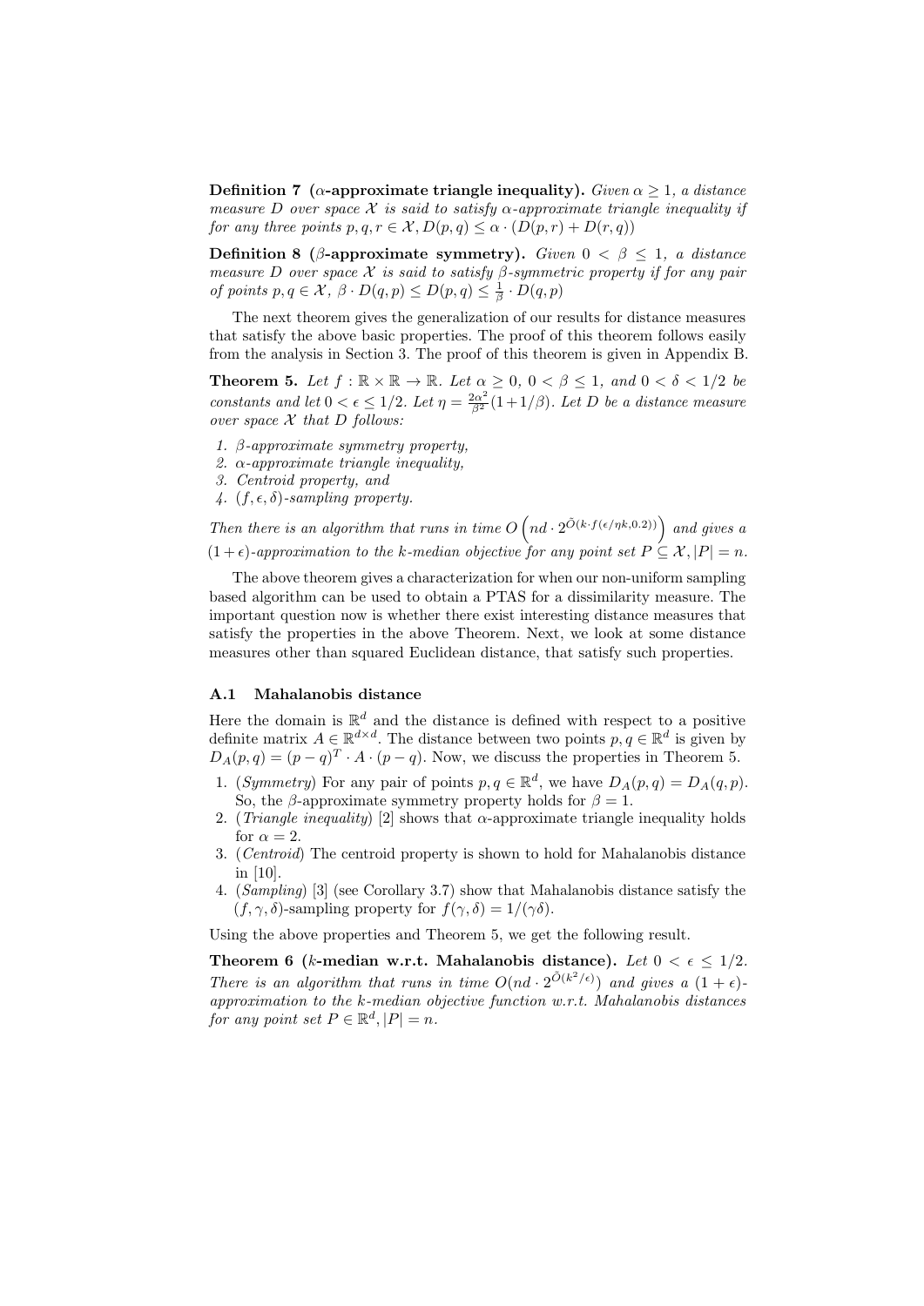**Definition 7 ($\alpha$-approximate triangle inequality).** *Given $\alpha \geq 1$, a distance measure $D$ over space $\mathcal{X}$ is said to satisfy $\alpha$-approximate triangle inequality if for any three points $p, q, r \in \mathcal{X}$, $D(p,q) \leq \alpha \cdot (D(p,r) + D(r,q))$*

**Definition 8 ($\beta$-approximate symmetry).** *Given $0 < \beta \leq 1$, a distance measure $D$ over space $\mathcal{X}$ is said to satisfy $\beta$-symmetric property if for any pair of points $p, q \in \mathcal{X}$, $\beta \cdot D(q,p) \leq D(p,q) \leq \frac{1}{\beta} \cdot D(q,p)$*

The next theorem gives the generalization of our results for distance measures that satisfy the above basic properties. The proof of this theorem follows easily from the analysis in Section 3. The proof of this theorem is given in Appendix B.

**Theorem 5.** *Let $f : \mathbb{R} \times \mathbb{R} \to \mathbb{R}$. Let $\alpha \geq 0$, $0 < \beta \leq 1$, and $0 < \delta < 1/2$ be constants and let $0 < \epsilon \leq 1/2$. Let $\eta = \frac{2\alpha^2}{\beta^2}(1 + 1/\beta)$. Let $D$ be a distance measure over space $\mathcal{X}$ that $D$ follows:*

1. *$\beta$-approximate symmetry property,*
2. *$\alpha$-approximate triangle inequality,*
3. *Centroid property, and*
4. *$(f, \epsilon, \delta)$-sampling property.*

*Then there is an algorithm that runs in time $O\left(nd \cdot 2^{\tilde{O}(k \cdot f(\epsilon/\eta k, 0.2))}\right)$ and gives a $(1+\epsilon)$-approximation to the $k$-median objective for any point set $P \subseteq \mathcal{X}, |P| = n$.*

The above theorem gives a characterization for when our non-uniform sampling based algorithm can be used to obtain a PTAS for a dissimilarity measure. The important question now is whether there exist interesting distance measures that satisfy the properties in the above Theorem. Next, we look at some distance measures other than squared Euclidean distance, that satisfy such properties.

### A.1 Mahalanobis distance

Here the domain is $\mathbb{R}^d$ and the distance is defined with respect to a positive definite matrix $A \in \mathbb{R}^{d \times d}$. The distance between two points $p, q \in \mathbb{R}^d$ is given by $D_A(p,q) = (p-q)^T \cdot A \cdot (p-q)$. Now, we discuss the properties in Theorem 5.

1. (*Symmetry*) For any pair of points $p, q \in \mathbb{R}^d$, we have $D_A(p,q) = D_A(q,p)$. So, the $\beta$-approximate symmetry property holds for $\beta = 1$.
2. (*Triangle inequality*) [2] shows that $\alpha$-approximate triangle inequality holds for $\alpha = 2$.
3. (*Centroid*) The centroid property is shown to hold for Mahalanobis distance in [10].
4. (*Sampling*) [3] (see Corollary 3.7) show that Mahalanobis distance satisfy the $(f, \gamma, \delta)$-sampling property for $f(\gamma, \delta) = 1/(\gamma\delta)$.

Using the above properties and Theorem 5, we get the following result.

**Theorem 6 ($k$-median w.r.t. Mahalanobis distance).** *Let $0 < \epsilon \leq 1/2$. There is an algorithm that runs in time $O(nd \cdot 2^{\tilde{O}(k^2/\epsilon)})$ and gives a $(1+\epsilon)$-approximation to the $k$-median objective function w.r.t. Mahalanobis distances for any point set $P \in \mathbb{R}^d, |P| = n$.*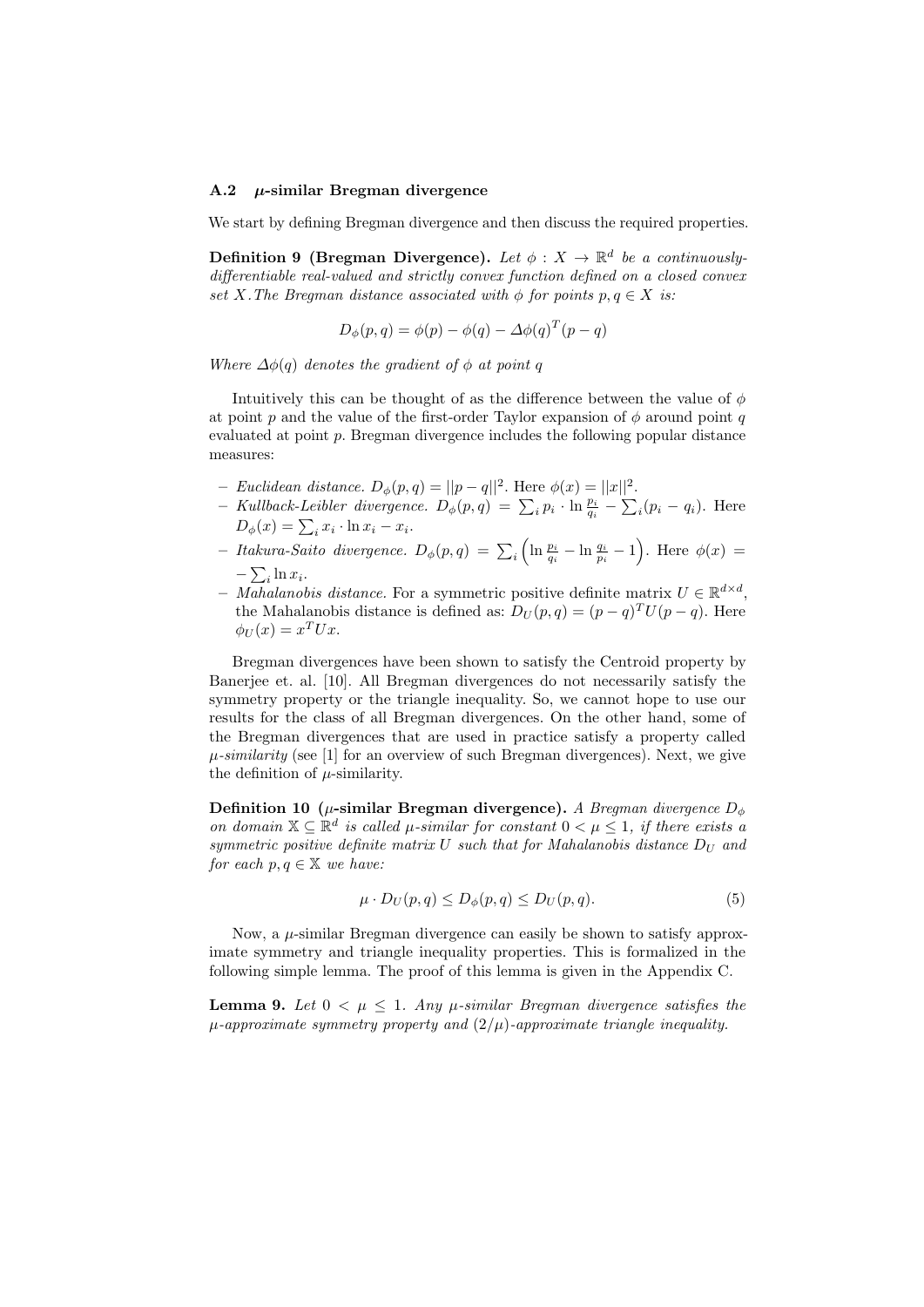### A.2 $\mu$-similar Bregman divergence

We start by defining Bregman divergence and then discuss the required properties.

**Definition 9 (Bregman Divergence).** *Let $\phi : X \rightarrow \mathbb{R}^d$ be a continuously-differentiable real-valued and strictly convex function defined on a closed convex set $X$. The Bregman distance associated with $\phi$ for points $p, q \in X$ is:*

$$D_\phi(p, q) = \phi(p) - \phi(q) - \Delta\phi(q)^T(p - q)$$

*Where $\Delta\phi(q)$ denotes the gradient of $\phi$ at point $q$*

Intuitively this can be thought of as the difference between the value of $\phi$ at point $p$ and the value of the first-order Taylor expansion of $\phi$ around point $q$ evaluated at point $p$. Bregman divergence includes the following popular distance measures:

- *Euclidean distance.* $D_\phi(p, q) = ||p - q||^2$. Here $\phi(x) = ||x||^2$.
- *Kullback-Leibler divergence.* $D_\phi(p, q) = \sum_i p_i \cdot \ln \frac{p_i}{q_i} - \sum_i (p_i - q_i)$. Here $D_\phi(x) = \sum_i x_i \cdot \ln x_i - x_i$.
- *Itakura-Saito divergence.* $D_\phi(p, q) = \sum_i \left( \ln \frac{p_i}{q_i} - \ln \frac{q_i}{p_i} - 1 \right)$. Here $\phi(x) = -\sum_i \ln x_i$.
- *Mahalanobis distance.* For a symmetric positive definite matrix $U \in \mathbb{R}^{d \times d}$, the Mahalanobis distance is defined as: $D_U(p, q) = (p - q)^T U (p - q)$. Here $\phi_U(x) = x^T U x$.

Bregman divergences have been shown to satisfy the Centroid property by Banerjee et. al. [10]. All Bregman divergences do not necessarily satisfy the symmetry property or the triangle inequality. So, we cannot hope to use our results for the class of all Bregman divergences. On the other hand, some of the Bregman divergences that are used in practice satisfy a property called *$\mu$-similarity* (see [1] for an overview of such Bregman divergences). Next, we give the definition of $\mu$-similarity.

**Definition 10 ($\mu$-similar Bregman divergence).** *A Bregman divergence $D_\phi$ on domain $\mathbb{X} \subseteq \mathbb{R}^d$ is called $\mu$-similar for constant $0 < \mu \leq 1$, if there exists a symmetric positive definite matrix $U$ such that for Mahalanobis distance $D_U$ and for each $p, q \in \mathbb{X}$ we have:*

$$\mu \cdot D_U(p, q) \leq D_\phi(p, q) \leq D_U(p, q). \tag{5}$$

Now, a $\mu$-similar Bregman divergence can easily be shown to satisfy approximate symmetry and triangle inequality properties. This is formalized in the following simple lemma. The proof of this lemma is given in the Appendix C.

**Lemma 9.** *Let $0 < \mu \leq 1$. Any $\mu$-similar Bregman divergence satisfies the $\mu$-approximate symmetry property and $(2/\mu)$-approximate triangle inequality.*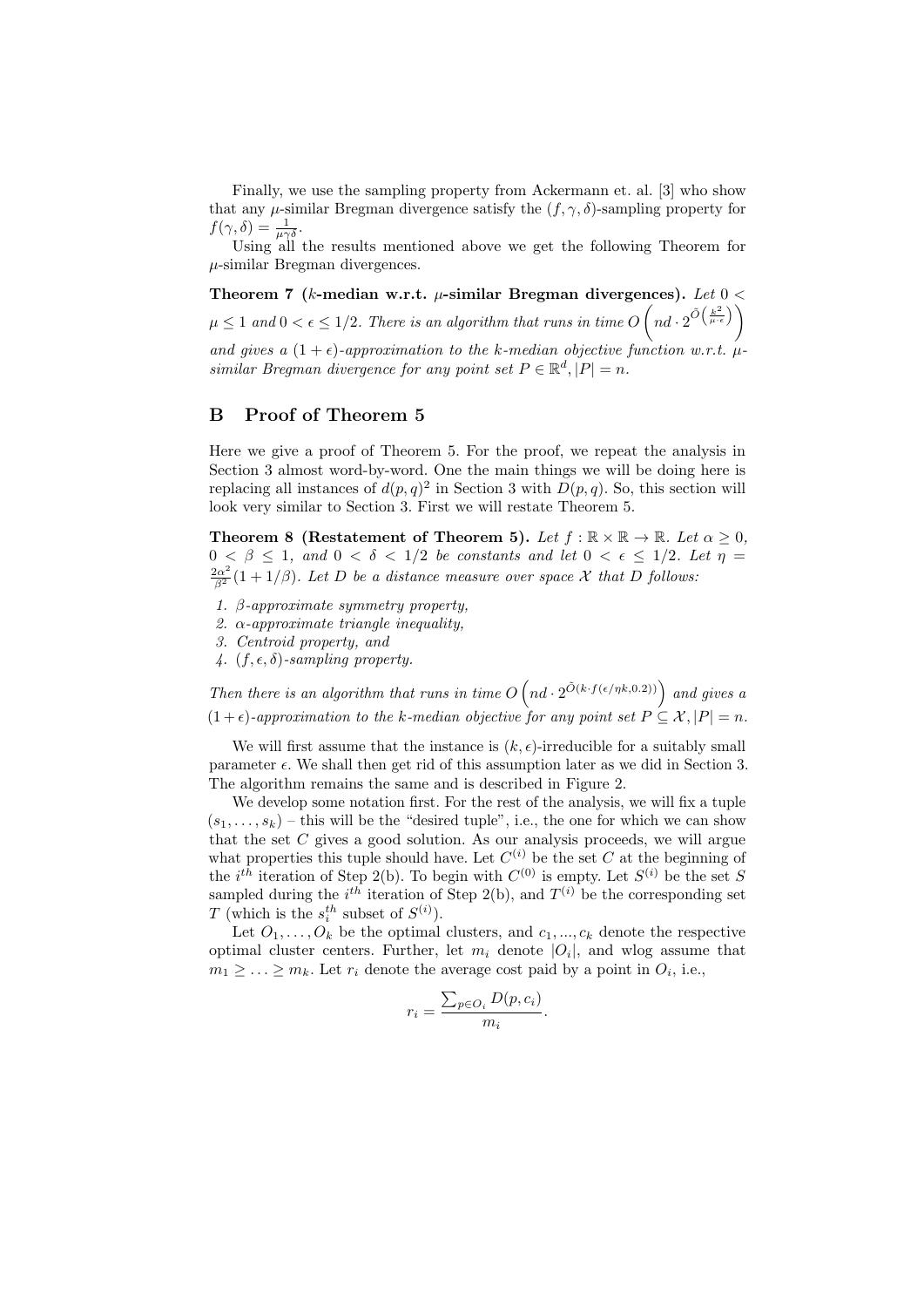Finally, we use the sampling property from Ackermann et. al. [3] who show that any $\mu$-similar Bregman divergence satisfy the $(f, \gamma, \delta)$-sampling property for $f(\gamma, \delta) = \frac{1}{\mu \gamma \delta}$.

Using all the results mentioned above we get the following Theorem for $\mu$-similar Bregman divergences.

**Theorem 7 ($k$-median w.r.t. $\mu$-similar Bregman divergences).** *Let $0 < \mu \leq 1$ and $0 < \epsilon \leq 1/2$. There is an algorithm that runs in time $O\left(nd \cdot 2^{\tilde{O}\left(\frac{k^2}{\mu \cdot \epsilon}\right)}\right)$ and gives a $(1+\epsilon)$-approximation to the $k$-median objective function w.r.t. $\mu$-similar Bregman divergence for any point set $P \in \mathbb{R}^d, |P| = n$.*

## B Proof of Theorem 5

Here we give a proof of Theorem 5. For the proof, we repeat the analysis in Section 3 almost word-by-word. One the main things we will be doing here is replacing all instances of $d(p,q)^2$ in Section 3 with $D(p,q)$. So, this section will look very similar to Section 3. First we will restate Theorem 5.

**Theorem 8 (Restatement of Theorem 5).** *Let $f : \mathbb{R} \times \mathbb{R} \to \mathbb{R}$. Let $\alpha \geq 0$, $0 < \beta \leq 1$, and $0 < \delta < 1/2$ be constants and let $0 < \epsilon \leq 1/2$. Let $\eta = \frac{2\alpha^2}{\beta^2}(1 + 1/\beta)$. Let $D$ be a distance measure over space $\mathcal{X}$ that $D$ follows:*

1. *$\beta$-approximate symmetry property,*
2. *$\alpha$-approximate triangle inequality,*
3. *Centroid property, and*
4. *$(f, \epsilon, \delta)$-sampling property.*

*Then there is an algorithm that runs in time $O\left(nd \cdot 2^{\tilde{O}(k \cdot f(\epsilon/\eta k, 0.2))}\right)$ and gives a $(1+\epsilon)$-approximation to the $k$-median objective for any point set $P \subseteq \mathcal{X}, |P| = n$.*

We will first assume that the instance is $(k, \epsilon)$-irreducible for a suitably small parameter $\epsilon$. We shall then get rid of this assumption later as we did in Section 3. The algorithm remains the same and is described in Figure 2.

We develop some notation first. For the rest of the analysis, we will fix a tuple $(s_1, \ldots, s_k)$ – this will be the "desired tuple", i.e., the one for which we can show that the set $C$ gives a good solution. As our analysis proceeds, we will argue what properties this tuple should have. Let $C^{(i)}$ be the set $C$ at the beginning of the $i^{th}$ iteration of Step 2(b). To begin with $C^{(0)}$ is empty. Let $S^{(i)}$ be the set $S$ sampled during the $i^{th}$ iteration of Step 2(b), and $T^{(i)}$ be the corresponding set $T$ (which is the $s_i^{th}$ subset of $S^{(i)}$).

Let $O_1, \ldots, O_k$ be the optimal clusters, and $c_1, \ldots, c_k$ denote the respective optimal cluster centers. Further, let $m_i$ denote $|O_i|$, and wlog assume that $m_1 \geq \ldots \geq m_k$. Let $r_i$ denote the average cost paid by a point in $O_i$, i.e.,

$$r_i = \frac{\sum_{p \in O_i} D(p, c_i)}{m_i}.$$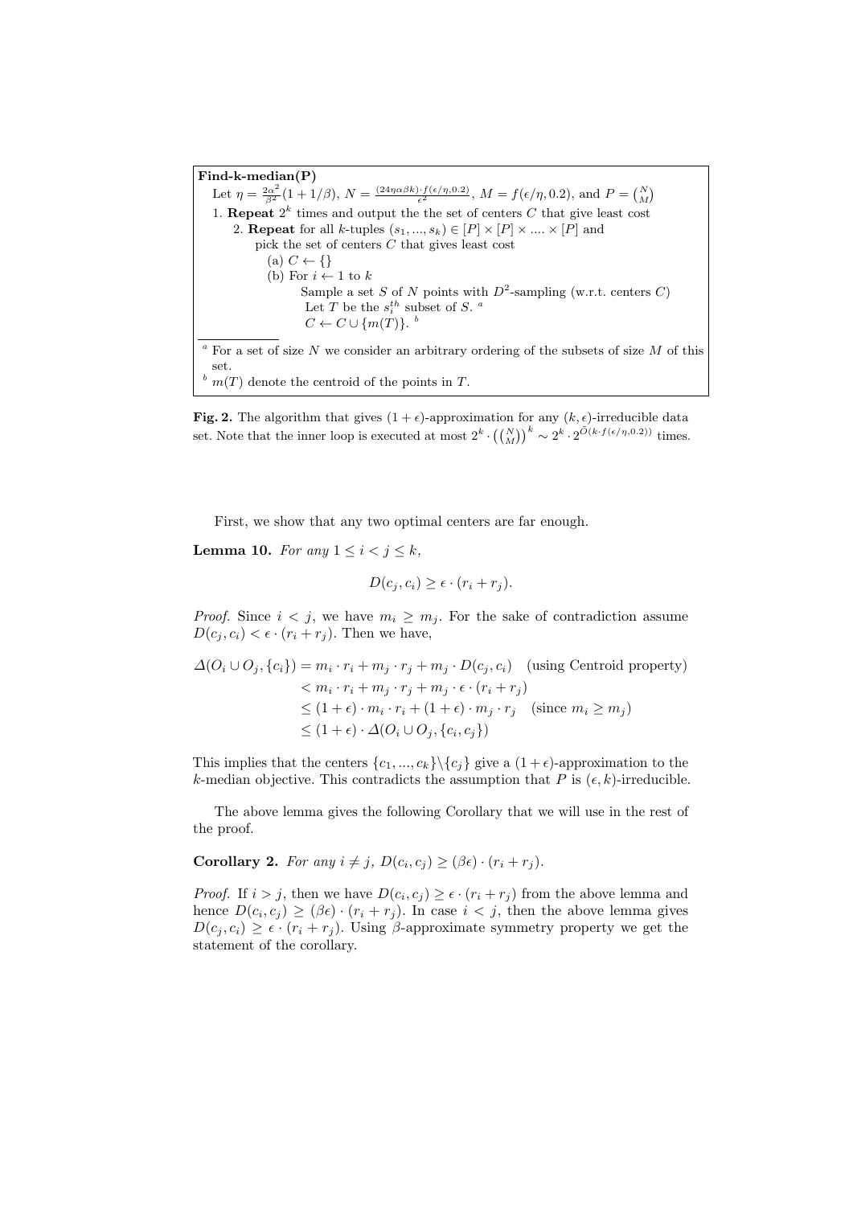**Find-k-median(P)**

Let $\eta = \frac{2\alpha^2}{\beta^2}(1 + 1/\beta)$, $N = \frac{(24\eta\alpha\beta k) \cdot f(\epsilon/\eta, 0.2)}{\epsilon^2}$, $M = f(\epsilon/\eta, 0.2)$, and $P = \binom{N}{M}$

1. **Repeat** $2^k$ times and output the the set of centers $C$ that give least cost
   2. **Repeat** for all $k$-tuples $(s_1, ..., s_k) \in [P] \times [P] \times .... \times [P]$ and pick the set of centers $C$ that gives least cost
      (a) $C \leftarrow \{\}$
      (b) For $i \leftarrow 1$ to $k$
         Sample a set $S$ of $N$ points with $D^2$-sampling (w.r.t. centers $C$)
         Let $T$ be the $s_i^{th}$ subset of $S$. [a]
         $C \leftarrow C \cup \{m(T)\}$. [b]

[a] For a set of size $N$ we consider an arbitrary ordering of the subsets of size $M$ of this set.

[b] $m(T)$ denote the centroid of the points in $T$.

**Fig. 2.** The algorithm that gives $(1 + \epsilon)$-approximation for any $(k, \epsilon)$-irreducible data set. Note that the inner loop is executed at most $2^k \cdot \left(\binom{N}{M}\right)^k \sim 2^k \cdot 2^{\tilde{O}(k \cdot f(\epsilon/\eta, 0.2))}$ times.

First, we show that any two optimal centers are far enough.

**Lemma 10.** *For any $1 \leq i < j \leq k$,*

$$D(c_j, c_i) \geq \epsilon \cdot (r_i + r_j).$$

*Proof.* Since $i < j$, we have $m_i \geq m_j$. For the sake of contradiction assume $D(c_j, c_i) < \epsilon \cdot (r_i + r_j)$. Then we have,

$$\begin{aligned}
\Delta(O_i \cup O_j, \{c_i\}) &= m_i \cdot r_i + m_j \cdot r_j + m_j \cdot D(c_j, c_i) \quad \text{(using Centroid property)} \\
&< m_i \cdot r_i + m_j \cdot r_j + m_j \cdot \epsilon \cdot (r_i + r_j) \\
&\leq (1 + \epsilon) \cdot m_i \cdot r_i + (1 + \epsilon) \cdot m_j \cdot r_j \quad \text{(since } m_i \geq m_j\text{)} \\
&\leq (1 + \epsilon) \cdot \Delta(O_i \cup O_j, \{c_i, c_j\})
\end{aligned}$$

This implies that the centers $\{c_1, ..., c_k\} \backslash \{c_j\}$ give a $(1 + \epsilon)$-approximation to the $k$-median objective. This contradicts the assumption that $P$ is $(\epsilon, k)$-irreducible.

The above lemma gives the following Corollary that we will use in the rest of the proof.

**Corollary 2.** *For any $i \neq j$, $D(c_i, c_j) \geq (\beta\epsilon) \cdot (r_i + r_j)$.*

*Proof.* If $i > j$, then we have $D(c_i, c_j) \geq \epsilon \cdot (r_i + r_j)$ from the above lemma and hence $D(c_i, c_j) \geq (\beta\epsilon) \cdot (r_i + r_j)$. In case $i < j$, then the above lemma gives $D(c_j, c_i) \geq \epsilon \cdot (r_i + r_j)$. Using $\beta$-approximate symmetry property we get the statement of the corollary.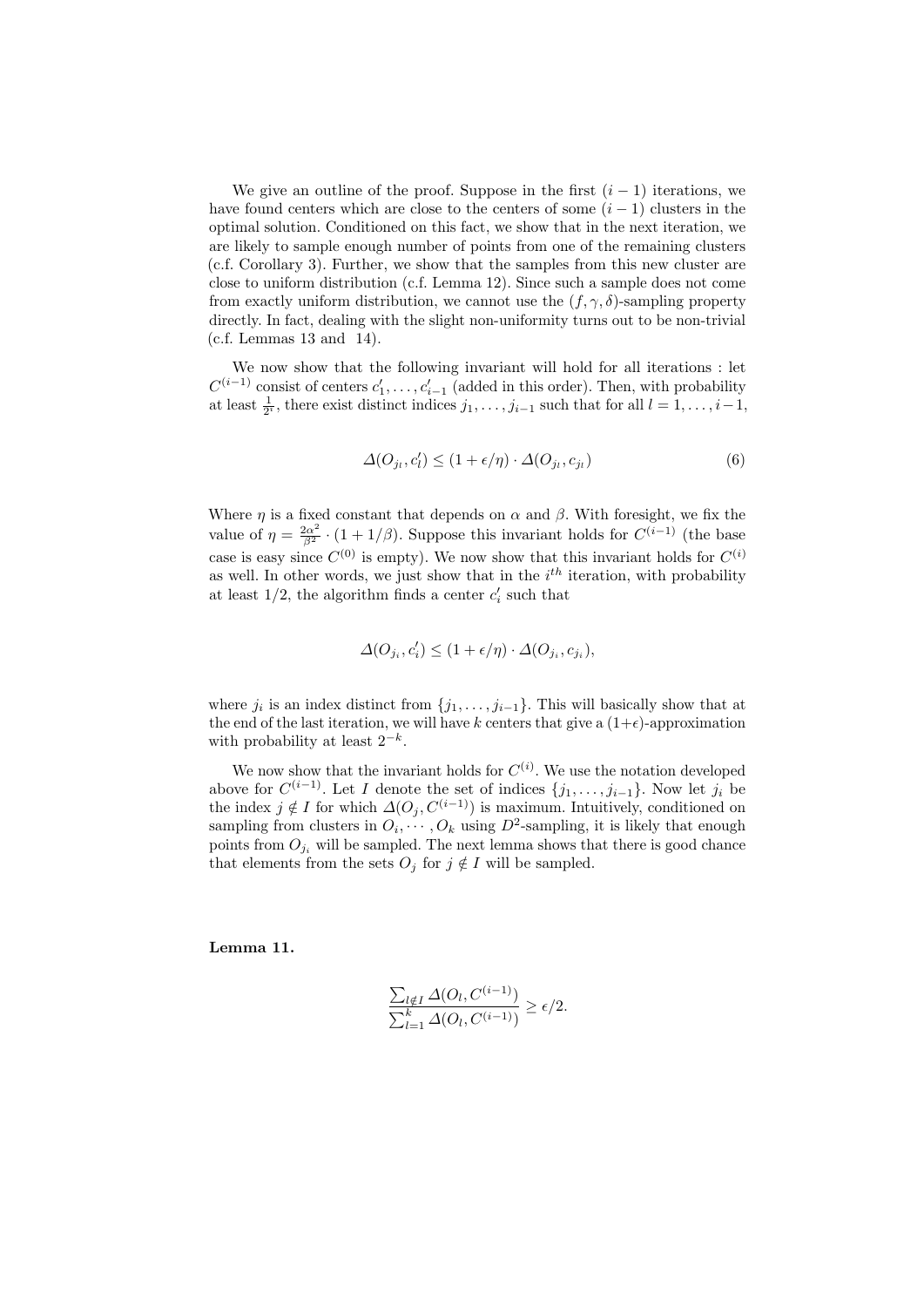We give an outline of the proof. Suppose in the first $(i-1)$ iterations, we have found centers which are close to the centers of some $(i-1)$ clusters in the optimal solution. Conditioned on this fact, we show that in the next iteration, we are likely to sample enough number of points from one of the remaining clusters (c.f. Corollary 3). Further, we show that the samples from this new cluster are close to uniform distribution (c.f. Lemma 12). Since such a sample does not come from exactly uniform distribution, we cannot use the $(f, \gamma, \delta)$-sampling property directly. In fact, dealing with the slight non-uniformity turns out to be non-trivial (c.f. Lemmas 13 and 14).

We now show that the following invariant will hold for all iterations : let $C^{(i-1)}$ consist of centers $c'_1, \ldots, c'_{i-1}$ (added in this order). Then, with probability at least $\frac{1}{2^i}$, there exist distinct indices $j_1, \ldots, j_{i-1}$ such that for all $l = 1, \ldots, i-1$,

$$\Delta(O_{j_l}, c'_l) \leq (1 + \epsilon/\eta) \cdot \Delta(O_{j_l}, c_{j_l}) \tag{6}$$

Where $\eta$ is a fixed constant that depends on $\alpha$ and $\beta$. With foresight, we fix the value of $\eta = \frac{2\alpha^2}{\beta^2} \cdot (1 + 1/\beta)$. Suppose this invariant holds for $C^{(i-1)}$ (the base case is easy since $C^{(0)}$ is empty). We now show that this invariant holds for $C^{(i)}$ as well. In other words, we just show that in the $i^{th}$ iteration, with probability at least $1/2$, the algorithm finds a center $c'_i$ such that

$$\Delta(O_{j_i}, c'_i) \leq (1 + \epsilon/\eta) \cdot \Delta(O_{j_i}, c_{j_i}),$$

where $j_i$ is an index distinct from $\{j_1, \ldots, j_{i-1}\}$. This will basically show that at the end of the last iteration, we will have $k$ centers that give a $(1+\epsilon)$-approximation with probability at least $2^{-k}$.

We now show that the invariant holds for $C^{(i)}$. We use the notation developed above for $C^{(i-1)}$. Let $I$ denote the set of indices $\{j_1, \ldots, j_{i-1}\}$. Now let $j_i$ be the index $j \notin I$ for which $\Delta(O_j, C^{(i-1)})$ is maximum. Intuitively, conditioned on sampling from clusters in $O_i, \cdots, O_k$ using $D^2$-sampling, it is likely that enough points from $O_{j_i}$ will be sampled. The next lemma shows that there is good chance that elements from the sets $O_j$ for $j \notin I$ will be sampled.

**Lemma 11.**

$$\frac{\sum_{l \notin I} \Delta(O_l, C^{(i-1)})}{\sum_{l=1}^{k} \Delta(O_l, C^{(i-1)})} \geq \epsilon/2.$$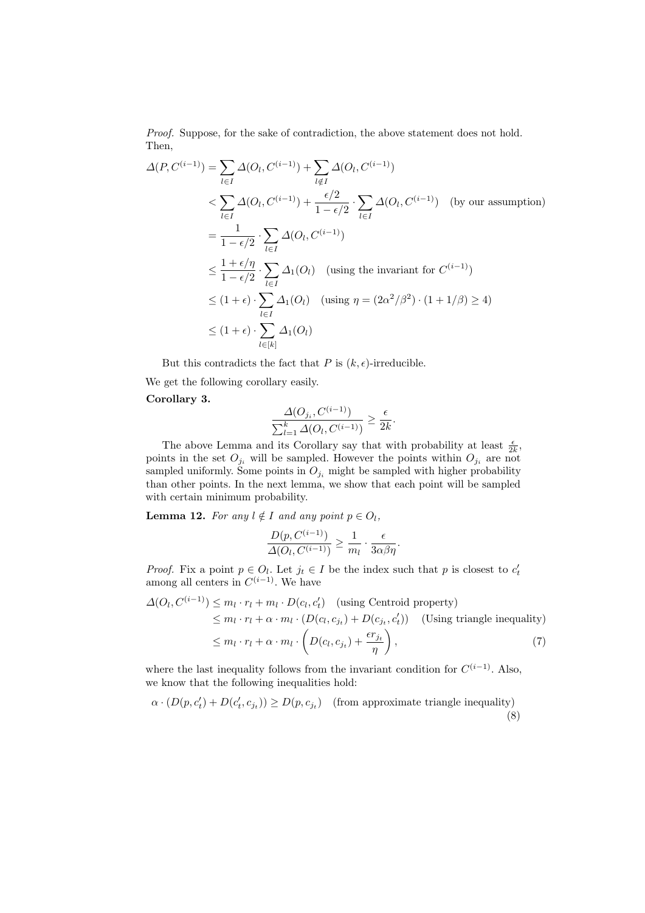*Proof.* Suppose, for the sake of contradiction, the above statement does not hold. Then,

$$
\begin{aligned}
\Delta(P, C^{(i-1)}) &= \sum_{l \in I} \Delta(O_l, C^{(i-1)}) + \sum_{l \notin I} \Delta(O_l, C^{(i-1)}) \\
&< \sum_{l \in I} \Delta(O_l, C^{(i-1)}) + \frac{\epsilon/2}{1-\epsilon/2} \cdot \sum_{l \in I} \Delta(O_l, C^{(i-1)}) \quad \text{(by our assumption)} \\
&= \frac{1}{1-\epsilon/2} \cdot \sum_{l \in I} \Delta(O_l, C^{(i-1)}) \\
&\leq \frac{1+\epsilon/\eta}{1-\epsilon/2} \cdot \sum_{l \in I} \Delta_1(O_l) \quad \text{(using the invariant for } C^{(i-1)}\text{)} \\
&\leq (1+\epsilon) \cdot \sum_{l \in I} \Delta_1(O_l) \quad \text{(using } \eta = (2\alpha^2/\beta^2) \cdot (1+1/\beta) \geq 4\text{)} \\
&\leq (1+\epsilon) \cdot \sum_{l \in [k]} \Delta_1(O_l)
\end{aligned}
$$

But this contradicts the fact that $P$ is $(k, \epsilon)$-irreducible.

We get the following corollary easily.

**Corollary 3.**

$$
\frac{\Delta(O_{j_i}, C^{(i-1)})}{\sum_{l=1}^{k} \Delta(O_l, C^{(i-1)})} \geq \frac{\epsilon}{2k}.
$$

The above Lemma and its Corollary say that with probability at least $\frac{\epsilon}{2k}$, points in the set $O_{j_i}$ will be sampled. However the points within $O_{j_i}$ are not sampled uniformly. Some points in $O_{j_i}$ might be sampled with higher probability than other points. In the next lemma, we show that each point will be sampled with certain minimum probability.

**Lemma 12.** *For any $l \notin I$ and any point $p \in O_l$,*

$$
\frac{D(p, C^{(i-1)})}{\Delta(O_l, C^{(i-1)})} \geq \frac{1}{m_l} \cdot \frac{\epsilon}{3\alpha\beta\eta}.
$$

*Proof.* Fix a point $p \in O_l$. Let $j_t \in I$ be the index such that $p$ is closest to $c'_t$ among all centers in $C^{(i-1)}$. We have

$$
\begin{aligned}
\Delta(O_l, C^{(i-1)}) &\leq m_l \cdot r_l + m_l \cdot D(c_l, c'_t) \quad \text{(using Centroid property)} \\
&\leq m_l \cdot r_l + \alpha \cdot m_l \cdot (D(c_l, c_{j_t}) + D(c_{j_t}, c'_t)) \quad \text{(Using triangle inequality)} \\
&\leq m_l \cdot r_l + \alpha \cdot m_l \cdot \left( D(c_l, c_{j_t}) + \frac{\epsilon r_{j_t}}{\eta} \right), \qquad (7)
\end{aligned}
$$

where the last inequality follows from the invariant condition for $C^{(i-1)}$. Also, we know that the following inequalities hold:

$$
\alpha \cdot (D(p, c'_t) + D(c'_t, c_{j_t})) \geq D(p, c_{j_t}) \quad \text{(from approximate triangle inequality)} \qquad (8)
$$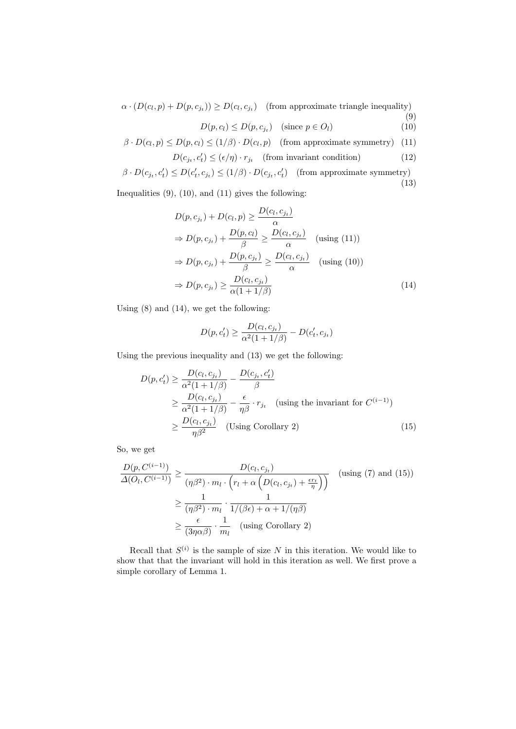$$\alpha \cdot (D(c_l, p) + D(p, c_{j_t})) \geq D(c_l, c_{j_t}) \quad \text{(from approximate triangle inequality)} \tag{9}$$

$$D(p, c_l) \leq D(p, c_{j_t}) \quad (\text{since } p \in O_l) \tag{10}$$

$$\beta \cdot D(c_l, p) \leq D(p, c_l) \leq (1/\beta) \cdot D(c_l, p) \quad \text{(from approximate symmetry)} \tag{11}$$

$$D(c_{j_t}, c'_t) \leq (\epsilon/\eta) \cdot r_{j_t} \quad \text{(from invariant condition)} \tag{12}$$

$$\beta \cdot D(c_{j_t}, c'_t) \leq D(c'_t, c_{j_t}) \leq (1/\beta) \cdot D(c_{j_t}, c'_t) \quad \text{(from approximate symmetry)} \tag{13}$$

Inequalities (9), (10), and (11) gives the following:

$$
\begin{aligned}
& D(p, c_{j_t}) + D(c_l, p) \geq \frac{D(c_l, c_{j_t})}{\alpha} \\
& \Rightarrow D(p, c_{j_t}) + \frac{D(p, c_l)}{\beta} \geq \frac{D(c_l, c_{j_t})}{\alpha} \quad \text{(using (11))} \\
& \Rightarrow D(p, c_{j_t}) + \frac{D(p, c_{j_t})}{\beta} \geq \frac{D(c_l, c_{j_t})}{\alpha} \quad \text{(using (10))} \\
& \Rightarrow D(p, c_{j_t}) \geq \frac{D(c_l, c_{j_t})}{\alpha(1 + 1/\beta)}
\end{aligned} \tag{14}
$$

Using (8) and (14), we get the following:

$$D(p, c'_t) \geq \frac{D(c_l, c_{j_t})}{\alpha^2(1 + 1/\beta)} - D(c'_t, c_{j_t})$$

Using the previous inequality and (13) we get the following:

$$
\begin{aligned}
D(p, c'_t) &\geq \frac{D(c_l, c_{j_t})}{\alpha^2(1 + 1/\beta)} - \frac{D(c_{j_t}, c'_t)}{\beta} \\
&\geq \frac{D(c_l, c_{j_t})}{\alpha^2(1 + 1/\beta)} - \frac{\epsilon}{\eta\beta} \cdot r_{j_t} \quad \text{(using the invariant for } C^{(i-1)}\text{)} \\
&\geq \frac{D(c_l, c_{j_t})}{\eta\beta^2} \quad \text{(Using Corollary 2)}
\end{aligned} \tag{15}
$$

So, we get

$$
\begin{aligned}
\frac{D(p, C^{(i-1)})}{\Delta(O_l, C^{(i-1)})} &\geq \frac{D(c_l, c_{j_t})}{(\eta\beta^2) \cdot m_l \cdot \left(r_l + \alpha\left(D(c_l, c_{j_t}) + \frac{\epsilon r_t}{\eta}\right)\right)} \quad \text{(using (7) and (15))} \\
&\geq \frac{1}{(\eta\beta^2) \cdot m_l} \cdot \frac{1}{1/(\beta\epsilon) + \alpha + 1/(\eta\beta)} \\
&\geq \frac{\epsilon}{(3\eta\alpha\beta)} \cdot \frac{1}{m_l} \quad \text{(using Corollary 2)}
\end{aligned}
$$

Recall that $S^{(i)}$ is the sample of size $N$ in this iteration. We would like to show that that the invariant will hold in this iteration as well. We first prove a simple corollary of Lemma 1.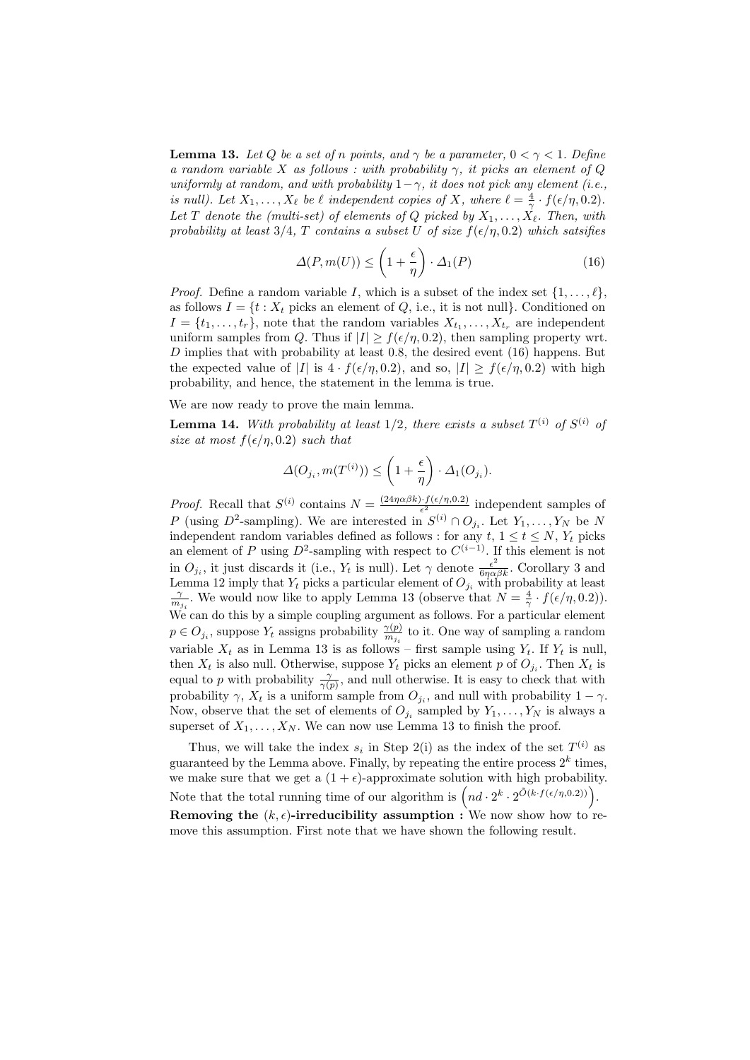**Lemma 13.** *Let $Q$ be a set of $n$ points, and $\gamma$ be a parameter, $0 < \gamma < 1$. Define a random variable $X$ as follows : with probability $\gamma$, it picks an element of $Q$ uniformly at random, and with probability $1-\gamma$, it does not pick any element (i.e., is null). Let $X_1, \ldots, X_\ell$ be $\ell$ independent copies of $X$, where $\ell = \frac{4}{\gamma} \cdot f(\epsilon/\eta, 0.2)$. Let $T$ denote the (multi-set) of elements of $Q$ picked by $X_1, \ldots, X_\ell$. Then, with probability at least $3/4$, $T$ contains a subset $U$ of size $f(\epsilon/\eta, 0.2)$ which satsifies*

$$\Delta(P, m(U)) \leq \left(1 + \frac{\epsilon}{\eta}\right) \cdot \Delta_1(P) \tag{16}$$

*Proof.* Define a random variable $I$, which is a subset of the index set $\{1, \ldots, \ell\}$, as follows $I = \{t : X_t \text{ picks an element of } Q, \text{ i.e., it is not null}\}$. Conditioned on $I = \{t_1, \ldots, t_r\}$, note that the random variables $X_{t_1}, \ldots, X_{t_r}$ are independent uniform samples from $Q$. Thus if $|I| \geq f(\epsilon/\eta, 0.2)$, then sampling property wrt. $D$ implies that with probability at least 0.8, the desired event (16) happens. But the expected value of $|I|$ is $4 \cdot f(\epsilon/\eta, 0.2)$, and so, $|I| \geq f(\epsilon/\eta, 0.2)$ with high probability, and hence, the statement in the lemma is true.

We are now ready to prove the main lemma.

**Lemma 14.** *With probability at least $1/2$, there exists a subset $T^{(i)}$ of $S^{(i)}$ of size at most $f(\epsilon/\eta, 0.2)$ such that*

$$\Delta(O_{j_i}, m(T^{(i)})) \leq \left(1 + \frac{\epsilon}{\eta}\right) \cdot \Delta_1(O_{j_i}).$$

*Proof.* Recall that $S^{(i)}$ contains $N = \frac{(24\eta\alpha\beta k) \cdot f(\epsilon/\eta, 0.2)}{\epsilon^2}$ independent samples of $P$ (using $D^2$-sampling). We are interested in $S^{(i)} \cap O_{j_i}$. Let $Y_1, \ldots, Y_N$ be $N$ independent random variables defined as follows : for any $t$, $1 \leq t \leq N$, $Y_t$ picks an element of $P$ using $D^2$-sampling with respect to $C^{(i-1)}$. If this element is not in $O_{j_i}$, it just discards it (i.e., $Y_t$ is null). Let $\gamma$ denote $\frac{\epsilon^2}{6\eta\alpha\beta k}$. Corollary 3 and Lemma 12 imply that $Y_t$ picks a particular element of $O_{j_i}$ with probability at least $\frac{\gamma}{m_{j_i}}$. We would now like to apply Lemma 13 (observe that $N = \frac{4}{\gamma} \cdot f(\epsilon/\eta, 0.2)$). We can do this by a simple coupling argument as follows. For a particular element $p \in O_{j_i}$, suppose $Y_t$ assigns probability $\frac{\gamma(p)}{m_{j_i}}$ to it. One way of sampling a random variable $X_t$ as in Lemma 13 is as follows – first sample using $Y_t$. If $Y_t$ is null, then $X_t$ is also null. Otherwise, suppose $Y_t$ picks an element $p$ of $O_{j_i}$. Then $X_t$ is equal to $p$ with probability $\frac{\gamma}{\gamma(p)}$, and null otherwise. It is easy to check that with probability $\gamma$, $X_t$ is a uniform sample from $O_{j_i}$, and null with probability $1 - \gamma$. Now, observe that the set of elements of $O_{j_i}$ sampled by $Y_1, \ldots, Y_N$ is always a superset of $X_1, \ldots, X_N$. We can now use Lemma 13 to finish the proof.

Thus, we will take the index $s_i$ in Step 2(i) as the index of the set $T^{(i)}$ as guaranteed by the Lemma above. Finally, by repeating the entire process $2^k$ times, we make sure that we get a $(1+\epsilon)$-approximate solution with high probability. Note that the total running time of our algorithm is $\left(nd \cdot 2^k \cdot 2^{\tilde{O}(k \cdot f(\epsilon/\eta, 0.2))}\right)$.

**Removing the $(k, \epsilon)$-irreducibility assumption :** We now show how to remove this assumption. First note that we have shown the following result.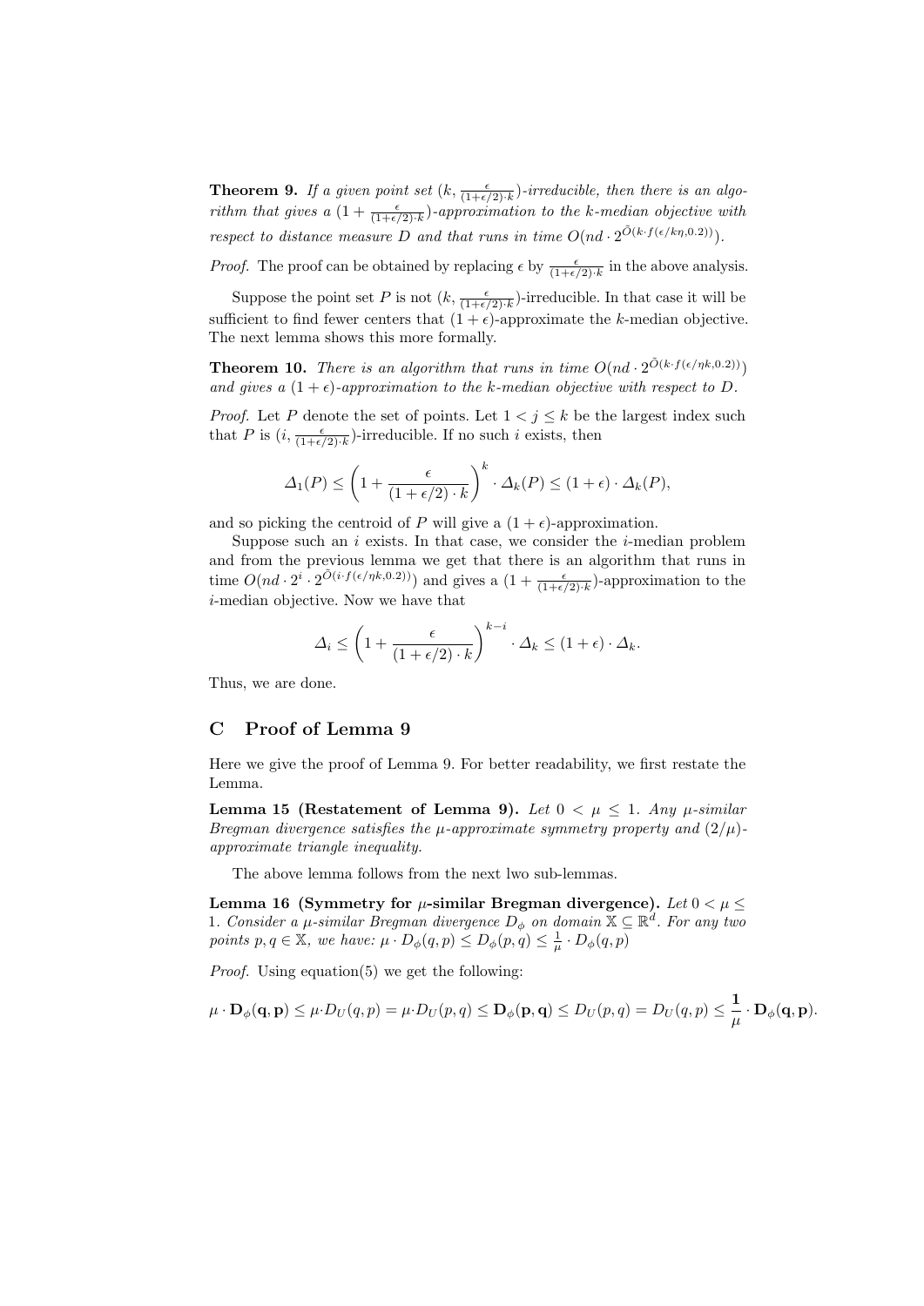**Theorem 9.** *If a given point set $(k, \frac{\epsilon}{(1+\epsilon/2)\cdot k})$-irreducible, then there is an algorithm that gives a $(1 + \frac{\epsilon}{(1+\epsilon/2)\cdot k})$-approximation to the k-median objective with respect to distance measure D and that runs in time $O(nd \cdot 2^{\tilde{O}(k \cdot f(\epsilon/k\eta, 0.2))})$.*

*Proof.* The proof can be obtained by replacing $\epsilon$ by $\frac{\epsilon}{(1+\epsilon/2)\cdot k}$ in the above analysis.

Suppose the point set $P$ is not $(k, \frac{\epsilon}{(1+\epsilon/2)\cdot k})$-irreducible. In that case it will be sufficient to find fewer centers that $(1 + \epsilon)$-approximate the $k$-median objective. The next lemma shows this more formally.

**Theorem 10.** *There is an algorithm that runs in time $O(nd \cdot 2^{\tilde{O}(k \cdot f(\epsilon/\eta k, 0.2))})$ and gives a $(1 + \epsilon)$-approximation to the k-median objective with respect to D.*

*Proof.* Let $P$ denote the set of points. Let $1 < j \leq k$ be the largest index such that $P$ is $(i, \frac{\epsilon}{(1+\epsilon/2)\cdot k})$-irreducible. If no such $i$ exists, then

$$\Delta_1(P) \leq \left(1 + \frac{\epsilon}{(1 + \epsilon/2) \cdot k}\right)^k \cdot \Delta_k(P) \leq (1 + \epsilon) \cdot \Delta_k(P),$$

and so picking the centroid of $P$ will give a $(1 + \epsilon)$-approximation.

Suppose such an $i$ exists. In that case, we consider the $i$-median problem and from the previous lemma we get that there is an algorithm that runs in time $O(nd \cdot 2^i \cdot 2^{\tilde{O}(i \cdot f(\epsilon/\eta k, 0.2))})$ and gives a $(1 + \frac{\epsilon}{(1+\epsilon/2)\cdot k})$-approximation to the $i$-median objective. Now we have that

$$\Delta_i \leq \left(1 + \frac{\epsilon}{(1 + \epsilon/2) \cdot k}\right)^{k-i} \cdot \Delta_k \leq (1 + \epsilon) \cdot \Delta_k.$$

Thus, we are done.

## C Proof of Lemma 9

Here we give the proof of Lemma 9. For better readability, we first restate the Lemma.

**Lemma 15 (Restatement of Lemma 9).** *Let $0 < \mu \leq 1$. Any $\mu$-similar Bregman divergence satisfies the $\mu$-approximate symmetry property and $(2/\mu)$-approximate triangle inequality.*

The above lemma follows from the next lwo sub-lemmas.

**Lemma 16 (Symmetry for $\mu$-similar Bregman divergence).** *Let $0 < \mu \leq 1$. Consider a $\mu$-similar Bregman divergence $D_\phi$ on domain $\mathbb{X} \subseteq \mathbb{R}^d$. For any two points $p, q \in \mathbb{X}$, we have: $\mu \cdot D_\phi(q, p) \leq D_\phi(p, q) \leq \frac{1}{\mu} \cdot D_\phi(q, p)$*

*Proof.* Using equation(5) we get the following:

$$\mu \cdot \mathbf{D}_\phi(\mathbf{q}, \mathbf{p}) \leq \mu \cdot D_U(q, p) = \mu \cdot D_U(p, q) \leq \mathbf{D}_\phi(\mathbf{p}, \mathbf{q}) \leq D_U(p, q) = D_U(q, p) \leq \frac{\mathbf{1}}{\mu} \cdot \mathbf{D}_\phi(\mathbf{q}, \mathbf{p}).$$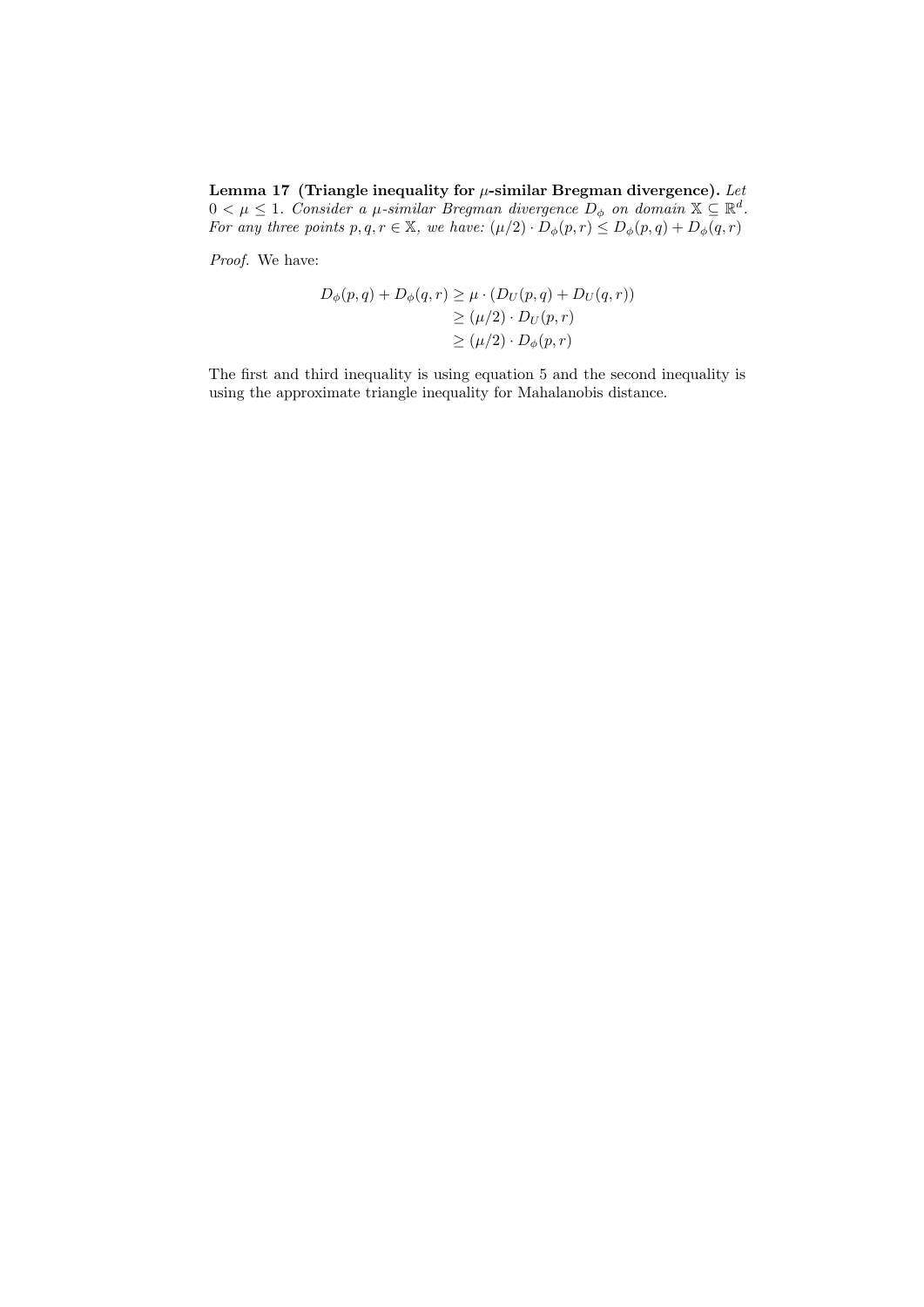**Lemma 17 (Triangle inequality for $\mu$-similar Bregman divergence).** *Let $0 < \mu \leq 1$. Consider a $\mu$-similar Bregman divergence $D_\phi$ on domain $\mathbb{X} \subseteq \mathbb{R}^d$. For any three points $p, q, r \in \mathbb{X}$, we have: $(\mu/2) \cdot D_\phi(p, r) \leq D_\phi(p, q) + D_\phi(q, r)$*

*Proof.* We have:

$$
\begin{aligned}
D_\phi(p, q) + D_\phi(q, r) &\geq \mu \cdot (D_U(p, q) + D_U(q, r)) \\
&\geq (\mu/2) \cdot D_U(p, r) \\
&\geq (\mu/2) \cdot D_\phi(p, r)
\end{aligned}
$$

The first and third inequality is using equation 5 and the second inequality is using the approximate triangle inequality for Mahalanobis distance.